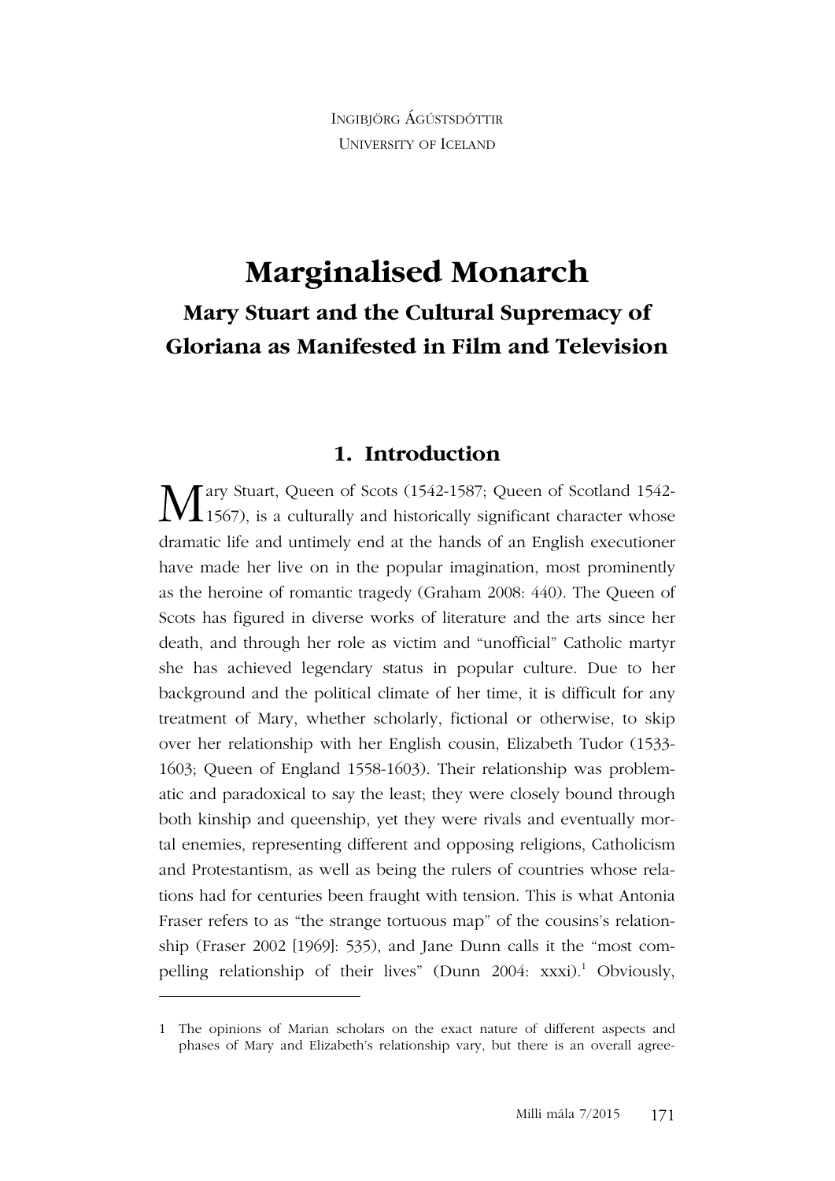INGIBJÖRG ÁGÚSTSDÓTTIR
UNIVERSITY OF ICELAND

# Marginalised Monarch

## Mary Stuart and the Cultural Supremacy of Gloriana as Manifested in Film and Television

### 1. Introduction

Mary Stuart, Queen of Scots (1542-1587; Queen of Scotland 1542-1567), is a culturally and historically significant character whose dramatic life and untimely end at the hands of an English executioner have made her live on in the popular imagination, most prominently as the heroine of romantic tragedy (Graham 2008: 440). The Queen of Scots has figured in diverse works of literature and the arts since her death, and through her role as victim and "unofficial" Catholic martyr she has achieved legendary status in popular culture. Due to her background and the political climate of her time, it is difficult for any treatment of Mary, whether scholarly, fictional or otherwise, to skip over her relationship with her English cousin, Elizabeth Tudor (1533-1603; Queen of England 1558-1603). Their relationship was problematic and paradoxical to say the least; they were closely bound through both kinship and queenship, yet they were rivals and eventually mortal enemies, representing different and opposing religions, Catholicism and Protestantism, as well as being the rulers of countries whose relations had for centuries been fraught with tension. This is what Antonia Fraser refers to as "the strange tortuous map" of the cousins's relationship (Fraser 2002 [1969]: 535), and Jane Dunn calls it the "most compelling relationship of their lives" (Dunn 2004: xxxi).[1] Obviously,

---

1 The opinions of Marian scholars on the exact nature of different aspects and phases of Mary and Elizabeth's relationship vary, but there is an overall agree-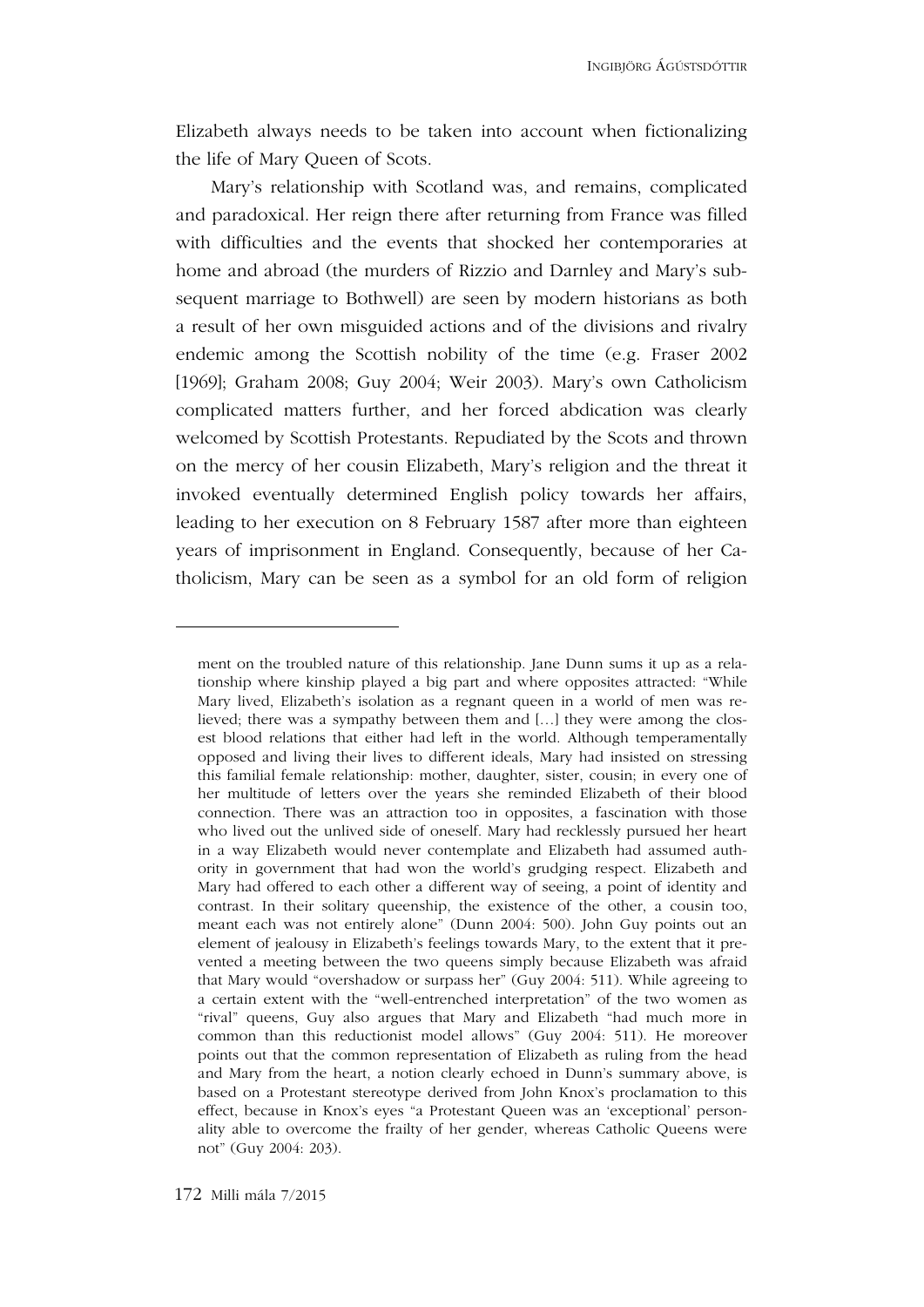Elizabeth always needs to be taken into account when fictionalizing the life of Mary Queen of Scots.

Mary's relationship with Scotland was, and remains, complicated and paradoxical. Her reign there after returning from France was filled with difficulties and the events that shocked her contemporaries at home and abroad (the murders of Rizzio and Darnley and Mary's subsequent marriage to Bothwell) are seen by modern historians as both a result of her own misguided actions and of the divisions and rivalry endemic among the Scottish nobility of the time (e.g. Fraser 2002 [1969]; Graham 2008; Guy 2004; Weir 2003). Mary's own Catholicism complicated matters further, and her forced abdication was clearly welcomed by Scottish Protestants. Repudiated by the Scots and thrown on the mercy of her cousin Elizabeth, Mary's religion and the threat it invoked eventually determined English policy towards her affairs, leading to her execution on 8 February 1587 after more than eighteen years of imprisonment in England. Consequently, because of her Catholicism, Mary can be seen as a symbol for an old form of religion

---

ment on the troubled nature of this relationship. Jane Dunn sums it up as a relationship where kinship played a big part and where opposites attracted: "While Mary lived, Elizabeth's isolation as a regnant queen in a world of men was relieved; there was a sympathy between them and [...] they were among the closest blood relations that either had left in the world. Although temperamentally opposed and living their lives to different ideals, Mary had insisted on stressing this familial female relationship: mother, daughter, sister, cousin; in every one of her multitude of letters over the years she reminded Elizabeth of their blood connection. There was an attraction too in opposites, a fascination with those who lived out the unlived side of oneself. Mary had recklessly pursued her heart in a way Elizabeth would never contemplate and Elizabeth had assumed authority in government that had won the world's grudging respect. Elizabeth and Mary had offered to each other a different way of seeing, a point of identity and contrast. In their solitary queenship, the existence of the other, a cousin too, meant each was not entirely alone" (Dunn 2004: 500). John Guy points out an element of jealousy in Elizabeth's feelings towards Mary, to the extent that it prevented a meeting between the two queens simply because Elizabeth was afraid that Mary would "overshadow or surpass her" (Guy 2004: 511). While agreeing to a certain extent with the "well-entrenched interpretation" of the two women as "rival" queens, Guy also argues that Mary and Elizabeth "had much more in common than this reductionist model allows" (Guy 2004: 511). He moreover points out that the common representation of Elizabeth as ruling from the head and Mary from the heart, a notion clearly echoed in Dunn's summary above, is based on a Protestant stereotype derived from John Knox's proclamation to this effect, because in Knox's eyes "a Protestant Queen was an 'exceptional' personality able to overcome the frailty of her gender, whereas Catholic Queens were not" (Guy 2004: 203).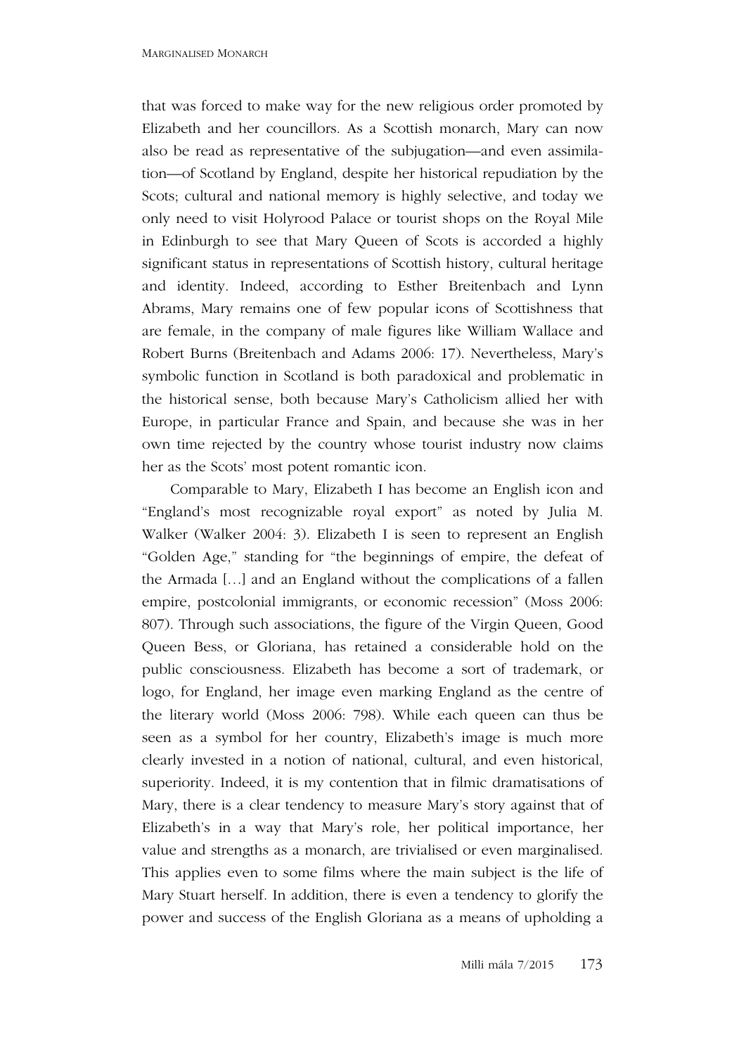that was forced to make way for the new religious order promoted by Elizabeth and her councillors. As a Scottish monarch, Mary can now also be read as representative of the subjugation—and even assimilation—of Scotland by England, despite her historical repudiation by the Scots; cultural and national memory is highly selective, and today we only need to visit Holyrood Palace or tourist shops on the Royal Mile in Edinburgh to see that Mary Queen of Scots is accorded a highly significant status in representations of Scottish history, cultural heritage and identity. Indeed, according to Esther Breitenbach and Lynn Abrams, Mary remains one of few popular icons of Scottishness that are female, in the company of male figures like William Wallace and Robert Burns (Breitenbach and Adams 2006: 17). Nevertheless, Mary's symbolic function in Scotland is both paradoxical and problematic in the historical sense, both because Mary's Catholicism allied her with Europe, in particular France and Spain, and because she was in her own time rejected by the country whose tourist industry now claims her as the Scots' most potent romantic icon.

Comparable to Mary, Elizabeth I has become an English icon and "England's most recognizable royal export" as noted by Julia M. Walker (Walker 2004: 3). Elizabeth I is seen to represent an English "Golden Age," standing for "the beginnings of empire, the defeat of the Armada […] and an England without the complications of a fallen empire, postcolonial immigrants, or economic recession" (Moss 2006: 807). Through such associations, the figure of the Virgin Queen, Good Queen Bess, or Gloriana, has retained a considerable hold on the public consciousness. Elizabeth has become a sort of trademark, or logo, for England, her image even marking England as the centre of the literary world (Moss 2006: 798). While each queen can thus be seen as a symbol for her country, Elizabeth's image is much more clearly invested in a notion of national, cultural, and even historical, superiority. Indeed, it is my contention that in filmic dramatisations of Mary, there is a clear tendency to measure Mary's story against that of Elizabeth's in a way that Mary's role, her political importance, her value and strengths as a monarch, are trivialised or even marginalised. This applies even to some films where the main subject is the life of Mary Stuart herself. In addition, there is even a tendency to glorify the power and success of the English Gloriana as a means of upholding a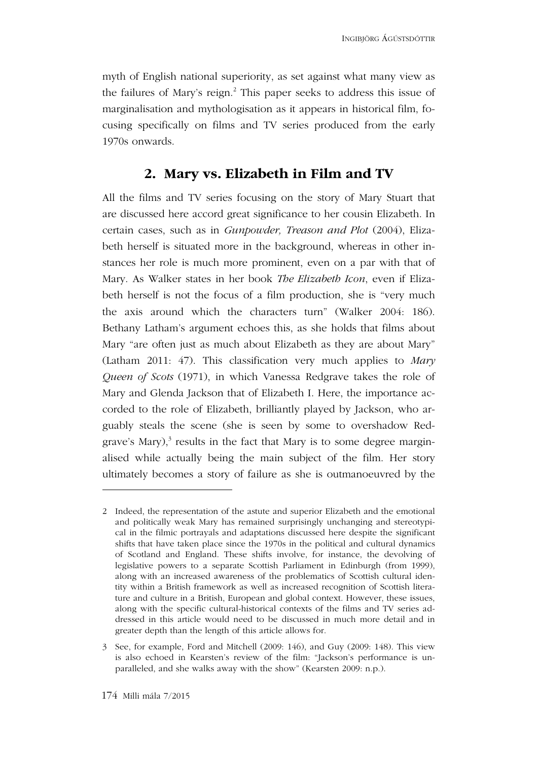myth of English national superiority, as set against what many view as the failures of Mary's reign.[2] This paper seeks to address this issue of marginalisation and mythologisation as it appears in historical film, focusing specifically on films and TV series produced from the early 1970s onwards.

## 2. Mary vs. Elizabeth in Film and TV

All the films and TV series focusing on the story of Mary Stuart that are discussed here accord great significance to her cousin Elizabeth. In certain cases, such as in *Gunpowder, Treason and Plot* (2004), Elizabeth herself is situated more in the background, whereas in other instances her role is much more prominent, even on a par with that of Mary. As Walker states in her book *The Elizabeth Icon*, even if Elizabeth herself is not the focus of a film production, she is "very much the axis around which the characters turn" (Walker 2004: 186). Bethany Latham's argument echoes this, as she holds that films about Mary "are often just as much about Elizabeth as they are about Mary" (Latham 2011: 47). This classification very much applies to *Mary Queen of Scots* (1971), in which Vanessa Redgrave takes the role of Mary and Glenda Jackson that of Elizabeth I. Here, the importance accorded to the role of Elizabeth, brilliantly played by Jackson, who arguably steals the scene (she is seen by some to overshadow Redgrave's Mary),[3] results in the fact that Mary is to some degree marginalised while actually being the main subject of the film. Her story ultimately becomes a story of failure as she is outmanoeuvred by the

---

2 Indeed, the representation of the astute and superior Elizabeth and the emotional and politically weak Mary has remained surprisingly unchanging and stereotypical in the filmic portrayals and adaptations discussed here despite the significant shifts that have taken place since the 1970s in the political and cultural dynamics of Scotland and England. These shifts involve, for instance, the devolving of legislative powers to a separate Scottish Parliament in Edinburgh (from 1999), along with an increased awareness of the problematics of Scottish cultural identity within a British framework as well as increased recognition of Scottish literature and culture in a British, European and global context. However, these issues, along with the specific cultural-historical contexts of the films and TV series addressed in this article would need to be discussed in much more detail and in greater depth than the length of this article allows for.

3 See, for example, Ford and Mitchell (2009: 146), and Guy (2009: 148). This view is also echoed in Kearsten's review of the film: "Jackson's performance is unparalleled, and she walks away with the show" (Kearsten 2009: n.p.).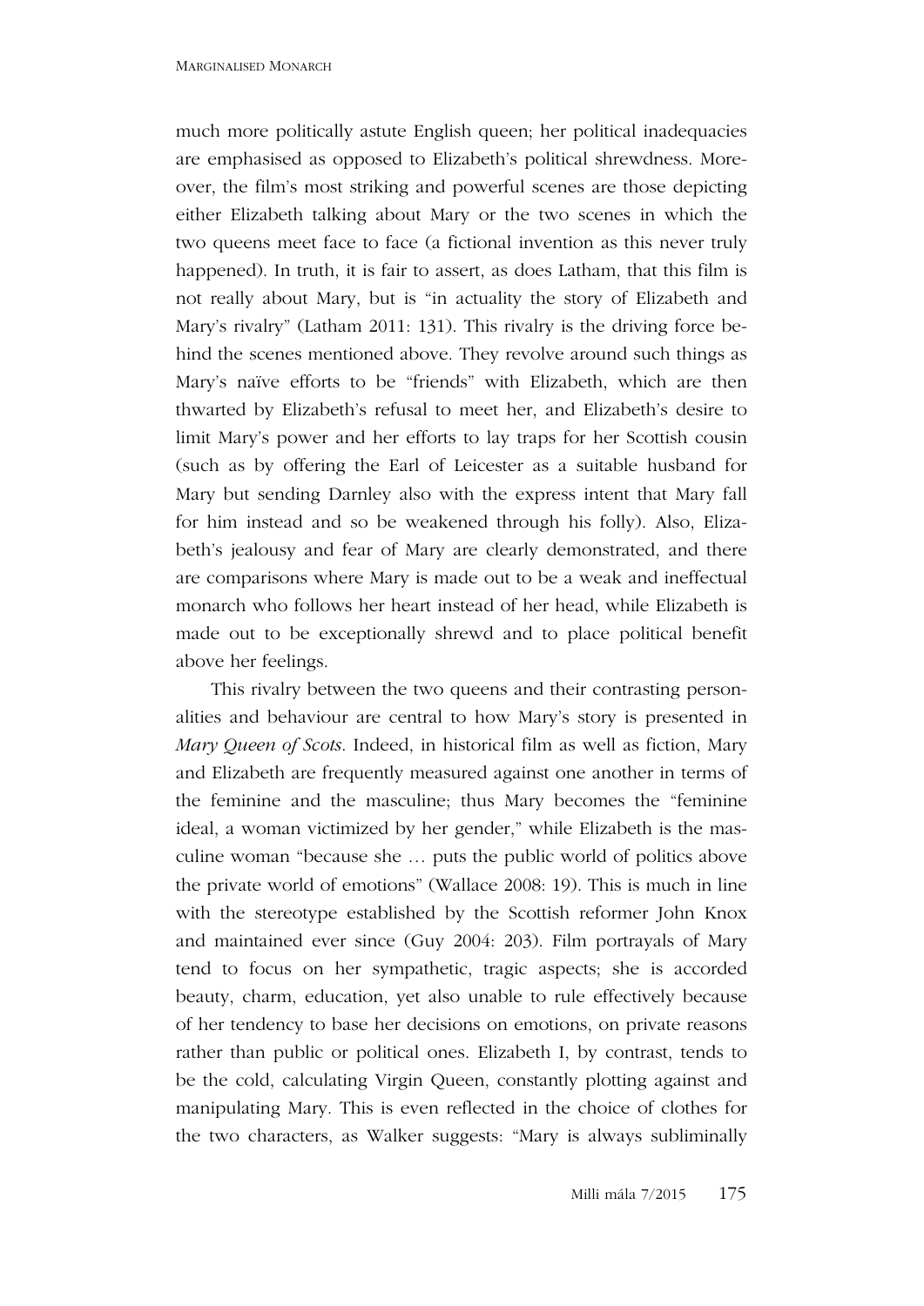much more politically astute English queen; her political inadequacies are emphasised as opposed to Elizabeth's political shrewdness. Moreover, the film's most striking and powerful scenes are those depicting either Elizabeth talking about Mary or the two scenes in which the two queens meet face to face (a fictional invention as this never truly happened). In truth, it is fair to assert, as does Latham, that this film is not really about Mary, but is "in actuality the story of Elizabeth and Mary's rivalry" (Latham 2011: 131). This rivalry is the driving force behind the scenes mentioned above. They revolve around such things as Mary's naïve efforts to be "friends" with Elizabeth, which are then thwarted by Elizabeth's refusal to meet her, and Elizabeth's desire to limit Mary's power and her efforts to lay traps for her Scottish cousin (such as by offering the Earl of Leicester as a suitable husband for Mary but sending Darnley also with the express intent that Mary fall for him instead and so be weakened through his folly). Also, Elizabeth's jealousy and fear of Mary are clearly demonstrated, and there are comparisons where Mary is made out to be a weak and ineffectual monarch who follows her heart instead of her head, while Elizabeth is made out to be exceptionally shrewd and to place political benefit above her feelings.

This rivalry between the two queens and their contrasting personalities and behaviour are central to how Mary's story is presented in *Mary Queen of Scots*. Indeed, in historical film as well as fiction, Mary and Elizabeth are frequently measured against one another in terms of the feminine and the masculine; thus Mary becomes the "feminine ideal, a woman victimized by her gender," while Elizabeth is the masculine woman "because she … puts the public world of politics above the private world of emotions" (Wallace 2008: 19). This is much in line with the stereotype established by the Scottish reformer John Knox and maintained ever since (Guy 2004: 203). Film portrayals of Mary tend to focus on her sympathetic, tragic aspects; she is accorded beauty, charm, education, yet also unable to rule effectively because of her tendency to base her decisions on emotions, on private reasons rather than public or political ones. Elizabeth I, by contrast, tends to be the cold, calculating Virgin Queen, constantly plotting against and manipulating Mary. This is even reflected in the choice of clothes for the two characters, as Walker suggests: "Mary is always subliminally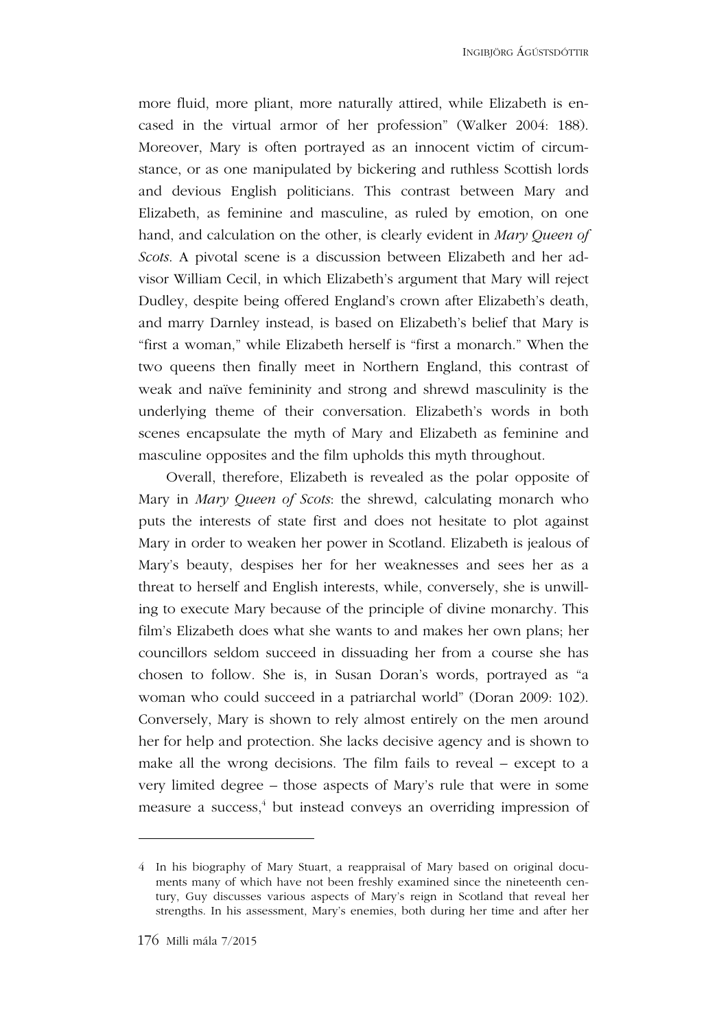more fluid, more pliant, more naturally attired, while Elizabeth is encased in the virtual armor of her profession" (Walker 2004: 188). Moreover, Mary is often portrayed as an innocent victim of circumstance, or as one manipulated by bickering and ruthless Scottish lords and devious English politicians. This contrast between Mary and Elizabeth, as feminine and masculine, as ruled by emotion, on one hand, and calculation on the other, is clearly evident in *Mary Queen of Scots*. A pivotal scene is a discussion between Elizabeth and her advisor William Cecil, in which Elizabeth's argument that Mary will reject Dudley, despite being offered England's crown after Elizabeth's death, and marry Darnley instead, is based on Elizabeth's belief that Mary is "first a woman," while Elizabeth herself is "first a monarch." When the two queens then finally meet in Northern England, this contrast of weak and naïve femininity and strong and shrewd masculinity is the underlying theme of their conversation. Elizabeth's words in both scenes encapsulate the myth of Mary and Elizabeth as feminine and masculine opposites and the film upholds this myth throughout.

Overall, therefore, Elizabeth is revealed as the polar opposite of Mary in *Mary Queen of Scots*: the shrewd, calculating monarch who puts the interests of state first and does not hesitate to plot against Mary in order to weaken her power in Scotland. Elizabeth is jealous of Mary's beauty, despises her for her weaknesses and sees her as a threat to herself and English interests, while, conversely, she is unwilling to execute Mary because of the principle of divine monarchy. This film's Elizabeth does what she wants to and makes her own plans; her councillors seldom succeed in dissuading her from a course she has chosen to follow. She is, in Susan Doran's words, portrayed as "a woman who could succeed in a patriarchal world" (Doran 2009: 102). Conversely, Mary is shown to rely almost entirely on the men around her for help and protection. She lacks decisive agency and is shown to make all the wrong decisions. The film fails to reveal – except to a very limited degree – those aspects of Mary's rule that were in some measure a success,[4] but instead conveys an overriding impression of

---

4 In his biography of Mary Stuart, a reappraisal of Mary based on original documents many of which have not been freshly examined since the nineteenth century, Guy discusses various aspects of Mary's reign in Scotland that reveal her strengths. In his assessment, Mary's enemies, both during her time and after her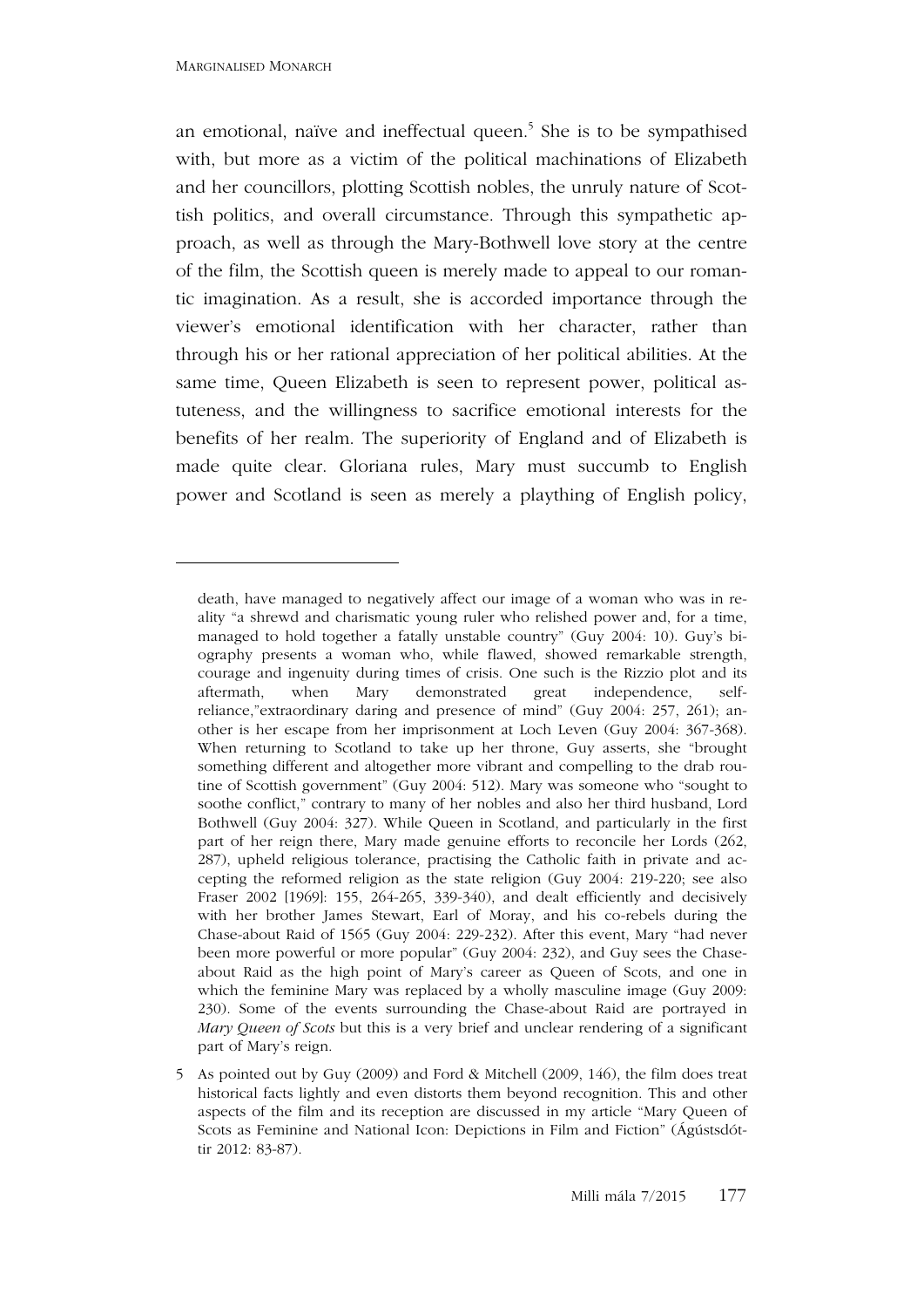an emotional, naïve and ineffectual queen.[5] She is to be sympathised with, but more as a victim of the political machinations of Elizabeth and her councillors, plotting Scottish nobles, the unruly nature of Scottish politics, and overall circumstance. Through this sympathetic approach, as well as through the Mary-Bothwell love story at the centre of the film, the Scottish queen is merely made to appeal to our romantic imagination. As a result, she is accorded importance through the viewer's emotional identification with her character, rather than through his or her rational appreciation of her political abilities. At the same time, Queen Elizabeth is seen to represent power, political astuteness, and the willingness to sacrifice emotional interests for the benefits of her realm. The superiority of England and of Elizabeth is made quite clear. Gloriana rules, Mary must succumb to English power and Scotland is seen as merely a plaything of English policy,

---

death, have managed to negatively affect our image of a woman who was in reality "a shrewd and charismatic young ruler who relished power and, for a time, managed to hold together a fatally unstable country" (Guy 2004: 10). Guy's biography presents a woman who, while flawed, showed remarkable strength, courage and ingenuity during times of crisis. One such is the Rizzio plot and its aftermath, when Mary demonstrated great independence, self-reliance,"extraordinary daring and presence of mind" (Guy 2004: 257, 261); another is her escape from her imprisonment at Loch Leven (Guy 2004: 367-368). When returning to Scotland to take up her throne, Guy asserts, she "brought something different and altogether more vibrant and compelling to the drab routine of Scottish government" (Guy 2004: 512). Mary was someone who "sought to soothe conflict," contrary to many of her nobles and also her third husband, Lord Bothwell (Guy 2004: 327). While Queen in Scotland, and particularly in the first part of her reign there, Mary made genuine efforts to reconcile her Lords (262, 287), upheld religious tolerance, practising the Catholic faith in private and accepting the reformed religion as the state religion (Guy 2004: 219-220; see also Fraser 2002 [1969]: 155, 264-265, 339-340), and dealt efficiently and decisively with her brother James Stewart, Earl of Moray, and his co-rebels during the Chase-about Raid of 1565 (Guy 2004: 229-232). After this event, Mary "had never been more powerful or more popular" (Guy 2004: 232), and Guy sees the Chase-about Raid as the high point of Mary's career as Queen of Scots, and one in which the feminine Mary was replaced by a wholly masculine image (Guy 2009: 230). Some of the events surrounding the Chase-about Raid are portrayed in *Mary Queen of Scots* but this is a very brief and unclear rendering of a significant part of Mary's reign.

5 As pointed out by Guy (2009) and Ford & Mitchell (2009, 146), the film does treat historical facts lightly and even distorts them beyond recognition. This and other aspects of the film and its reception are discussed in my article "Mary Queen of Scots as Feminine and National Icon: Depictions in Film and Fiction" (Ágústsdóttir 2012: 83-87).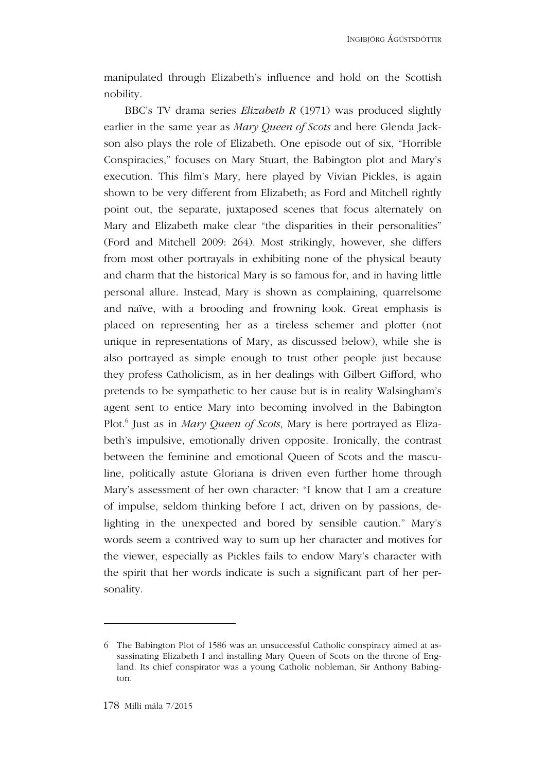manipulated through Elizabeth's influence and hold on the Scottish nobility.

BBC's TV drama series *Elizabeth R* (1971) was produced slightly earlier in the same year as *Mary Queen of Scots* and here Glenda Jackson also plays the role of Elizabeth. One episode out of six, "Horrible Conspiracies," focuses on Mary Stuart, the Babington plot and Mary's execution. This film's Mary, here played by Vivian Pickles, is again shown to be very different from Elizabeth; as Ford and Mitchell rightly point out, the separate, juxtaposed scenes that focus alternately on Mary and Elizabeth make clear "the disparities in their personalities" (Ford and Mitchell 2009: 264). Most strikingly, however, she differs from most other portrayals in exhibiting none of the physical beauty and charm that the historical Mary is so famous for, and in having little personal allure. Instead, Mary is shown as complaining, quarrelsome and naïve, with a brooding and frowning look. Great emphasis is placed on representing her as a tireless schemer and plotter (not unique in representations of Mary, as discussed below), while she is also portrayed as simple enough to trust other people just because they profess Catholicism, as in her dealings with Gilbert Gifford, who pretends to be sympathetic to her cause but is in reality Walsingham's agent sent to entice Mary into becoming involved in the Babington Plot.[6] Just as in *Mary Queen of Scots*, Mary is here portrayed as Elizabeth's impulsive, emotionally driven opposite. Ironically, the contrast between the feminine and emotional Queen of Scots and the masculine, politically astute Gloriana is driven even further home through Mary's assessment of her own character: "I know that I am a creature of impulse, seldom thinking before I act, driven on by passions, delighting in the unexpected and bored by sensible caution." Mary's words seem a contrived way to sum up her character and motives for the viewer, especially as Pickles fails to endow Mary's character with the spirit that her words indicate is such a significant part of her personality.

---

6 The Babington Plot of 1586 was an unsuccessful Catholic conspiracy aimed at assassinating Elizabeth I and installing Mary Queen of Scots on the throne of England. Its chief conspirator was a young Catholic nobleman, Sir Anthony Babington.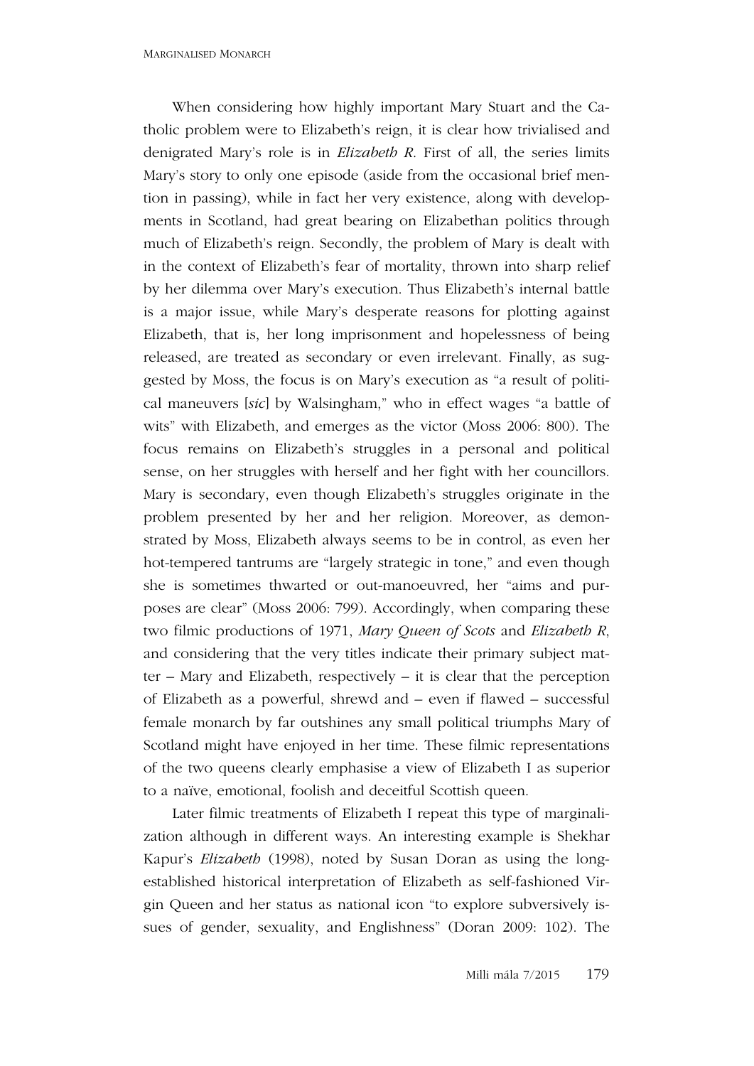When considering how highly important Mary Stuart and the Catholic problem were to Elizabeth's reign, it is clear how trivialised and denigrated Mary's role is in *Elizabeth R*. First of all, the series limits Mary's story to only one episode (aside from the occasional brief mention in passing), while in fact her very existence, along with developments in Scotland, had great bearing on Elizabethan politics through much of Elizabeth's reign. Secondly, the problem of Mary is dealt with in the context of Elizabeth's fear of mortality, thrown into sharp relief by her dilemma over Mary's execution. Thus Elizabeth's internal battle is a major issue, while Mary's desperate reasons for plotting against Elizabeth, that is, her long imprisonment and hopelessness of being released, are treated as secondary or even irrelevant. Finally, as suggested by Moss, the focus is on Mary's execution as "a result of political maneuvers [*sic*] by Walsingham," who in effect wages "a battle of wits" with Elizabeth, and emerges as the victor (Moss 2006: 800). The focus remains on Elizabeth's struggles in a personal and political sense, on her struggles with herself and her fight with her councillors. Mary is secondary, even though Elizabeth's struggles originate in the problem presented by her and her religion. Moreover, as demonstrated by Moss, Elizabeth always seems to be in control, as even her hot-tempered tantrums are "largely strategic in tone," and even though she is sometimes thwarted or out-manoeuvred, her "aims and purposes are clear" (Moss 2006: 799). Accordingly, when comparing these two filmic productions of 1971, *Mary Queen of Scots* and *Elizabeth R*, and considering that the very titles indicate their primary subject matter – Mary and Elizabeth, respectively – it is clear that the perception of Elizabeth as a powerful, shrewd and – even if flawed – successful female monarch by far outshines any small political triumphs Mary of Scotland might have enjoyed in her time. These filmic representations of the two queens clearly emphasise a view of Elizabeth I as superior to a naïve, emotional, foolish and deceitful Scottish queen.

Later filmic treatments of Elizabeth I repeat this type of marginalization although in different ways. An interesting example is Shekhar Kapur's *Elizabeth* (1998), noted by Susan Doran as using the long-established historical interpretation of Elizabeth as self-fashioned Virgin Queen and her status as national icon "to explore subversively issues of gender, sexuality, and Englishness" (Doran 2009: 102). The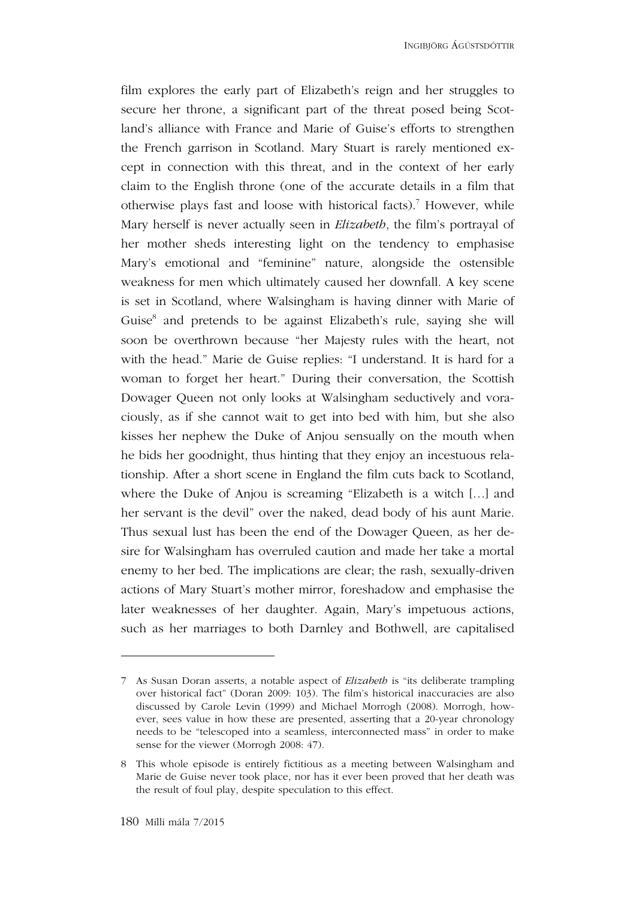film explores the early part of Elizabeth's reign and her struggles to secure her throne, a significant part of the threat posed being Scotland's alliance with France and Marie of Guise's efforts to strengthen the French garrison in Scotland. Mary Stuart is rarely mentioned except in connection with this threat, and in the context of her early claim to the English throne (one of the accurate details in a film that otherwise plays fast and loose with historical facts).[7] However, while Mary herself is never actually seen in *Elizabeth*, the film's portrayal of her mother sheds interesting light on the tendency to emphasise Mary's emotional and "feminine" nature, alongside the ostensible weakness for men which ultimately caused her downfall. A key scene is set in Scotland, where Walsingham is having dinner with Marie of Guise[8] and pretends to be against Elizabeth's rule, saying she will soon be overthrown because "her Majesty rules with the heart, not with the head." Marie de Guise replies: "I understand. It is hard for a woman to forget her heart." During their conversation, the Scottish Dowager Queen not only looks at Walsingham seductively and voraciously, as if she cannot wait to get into bed with him, but she also kisses her nephew the Duke of Anjou sensually on the mouth when he bids her goodnight, thus hinting that they enjoy an incestuous relationship. After a short scene in England the film cuts back to Scotland, where the Duke of Anjou is screaming "Elizabeth is a witch […] and her servant is the devil" over the naked, dead body of his aunt Marie. Thus sexual lust has been the end of the Dowager Queen, as her desire for Walsingham has overruled caution and made her take a mortal enemy to her bed. The implications are clear; the rash, sexually-driven actions of Mary Stuart's mother mirror, foreshadow and emphasise the later weaknesses of her daughter. Again, Mary's impetuous actions, such as her marriages to both Darnley and Bothwell, are capitalised

---

7 As Susan Doran asserts, a notable aspect of *Elizabeth* is "its deliberate trampling over historical fact" (Doran 2009: 103). The film's historical inaccuracies are also discussed by Carole Levin (1999) and Michael Morrogh (2008). Morrogh, however, sees value in how these are presented, asserting that a 20-year chronology needs to be "telescoped into a seamless, interconnected mass" in order to make sense for the viewer (Morrogh 2008: 47).

8 This whole episode is entirely fictitious as a meeting between Walsingham and Marie de Guise never took place, nor has it ever been proved that her death was the result of foul play, despite speculation to this effect.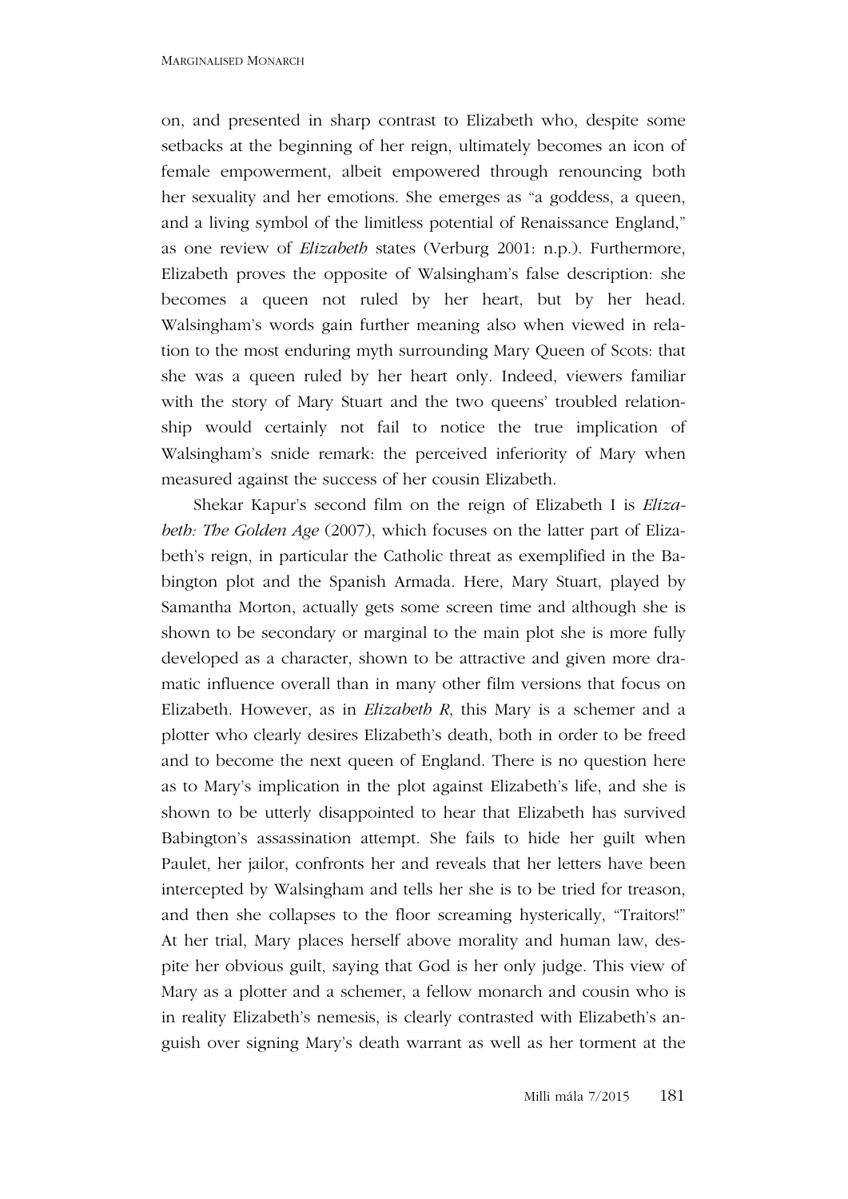on, and presented in sharp contrast to Elizabeth who, despite some setbacks at the beginning of her reign, ultimately becomes an icon of female empowerment, albeit empowered through renouncing both her sexuality and her emotions. She emerges as "a goddess, a queen, and a living symbol of the limitless potential of Renaissance England," as one review of *Elizabeth* states (Verburg 2001: n.p.). Furthermore, Elizabeth proves the opposite of Walsingham's false description: she becomes a queen not ruled by her heart, but by her head. Walsingham's words gain further meaning also when viewed in relation to the most enduring myth surrounding Mary Queen of Scots: that she was a queen ruled by her heart only. Indeed, viewers familiar with the story of Mary Stuart and the two queens' troubled relationship would certainly not fail to notice the true implication of Walsingham's snide remark: the perceived inferiority of Mary when measured against the success of her cousin Elizabeth.

Shekar Kapur's second film on the reign of Elizabeth I is *Elizabeth: The Golden Age* (2007), which focuses on the latter part of Elizabeth's reign, in particular the Catholic threat as exemplified in the Babington plot and the Spanish Armada. Here, Mary Stuart, played by Samantha Morton, actually gets some screen time and although she is shown to be secondary or marginal to the main plot she is more fully developed as a character, shown to be attractive and given more dramatic influence overall than in many other film versions that focus on Elizabeth. However, as in *Elizabeth R*, this Mary is a schemer and a plotter who clearly desires Elizabeth's death, both in order to be freed and to become the next queen of England. There is no question here as to Mary's implication in the plot against Elizabeth's life, and she is shown to be utterly disappointed to hear that Elizabeth has survived Babington's assassination attempt. She fails to hide her guilt when Paulet, her jailor, confronts her and reveals that her letters have been intercepted by Walsingham and tells her she is to be tried for treason, and then she collapses to the floor screaming hysterically, "Traitors!" At her trial, Mary places herself above morality and human law, despite her obvious guilt, saying that God is her only judge. This view of Mary as a plotter and a schemer, a fellow monarch and cousin who is in reality Elizabeth's nemesis, is clearly contrasted with Elizabeth's anguish over signing Mary's death warrant as well as her torment at the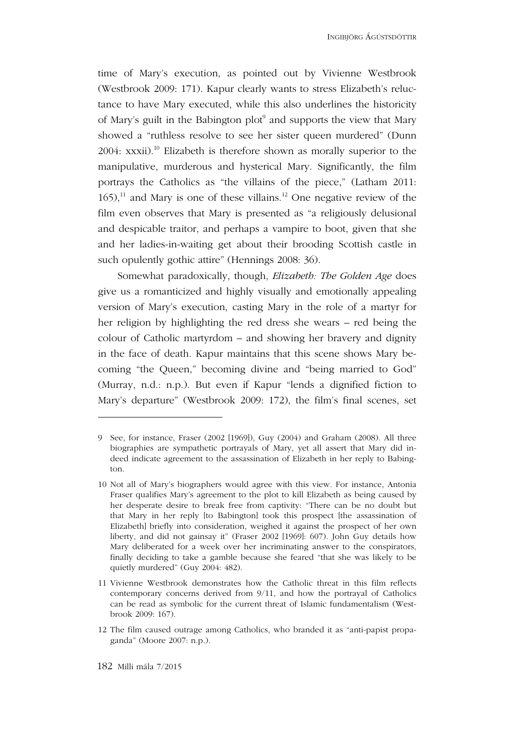time of Mary's execution, as pointed out by Vivienne Westbrook (Westbrook 2009: 171). Kapur clearly wants to stress Elizabeth's reluctance to have Mary executed, while this also underlines the historicity of Mary's guilt in the Babington plot[9] and supports the view that Mary showed a "ruthless resolve to see her sister queen murdered" (Dunn 2004: xxxii).[10] Elizabeth is therefore shown as morally superior to the manipulative, murderous and hysterical Mary. Significantly, the film portrays the Catholics as "the villains of the piece," (Latham 2011: 165),[11] and Mary is one of these villains.[12] One negative review of the film even observes that Mary is presented as "a religiously delusional and despicable traitor, and perhaps a vampire to boot, given that she and her ladies-in-waiting get about their brooding Scottish castle in such opulently gothic attire" (Hennings 2008: 36).

Somewhat paradoxically, though, *Elizabeth: The Golden Age* does give us a romanticized and highly visually and emotionally appealing version of Mary's execution, casting Mary in the role of a martyr for her religion by highlighting the red dress she wears – red being the colour of Catholic martyrdom – and showing her bravery and dignity in the face of death. Kapur maintains that this scene shows Mary becoming "the Queen," becoming divine and "being married to God" (Murray, n.d.: n.p.). But even if Kapur "lends a dignified fiction to Mary's departure" (Westbrook 2009: 172), the film's final scenes, set

---

9 See, for instance, Fraser (2002 [1969]), Guy (2004) and Graham (2008). All three biographies are sympathetic portrayals of Mary, yet all assert that Mary did indeed indicate agreement to the assassination of Elizabeth in her reply to Babington.

10 Not all of Mary's biographers would agree with this view. For instance, Antonia Fraser qualifies Mary's agreement to the plot to kill Elizabeth as being caused by her desperate desire to break free from captivity: "There can be no doubt but that Mary in her reply [to Babington] took this prospect [the assassination of Elizabeth] briefly into consideration, weighed it against the prospect of her own liberty, and did not gainsay it" (Fraser 2002 [1969]: 607). John Guy details how Mary deliberated for a week over her incriminating answer to the conspirators, finally deciding to take a gamble because she feared "that she was likely to be quietly murdered" (Guy 2004: 482).

11 Vivienne Westbrook demonstrates how the Catholic threat in this film reflects contemporary concerns derived from 9/11, and how the portrayal of Catholics can be read as symbolic for the current threat of Islamic fundamentalism (Westbrook 2009: 167).

12 The film caused outrage among Catholics, who branded it as "anti-papist propaganda" (Moore 2007: n.p.).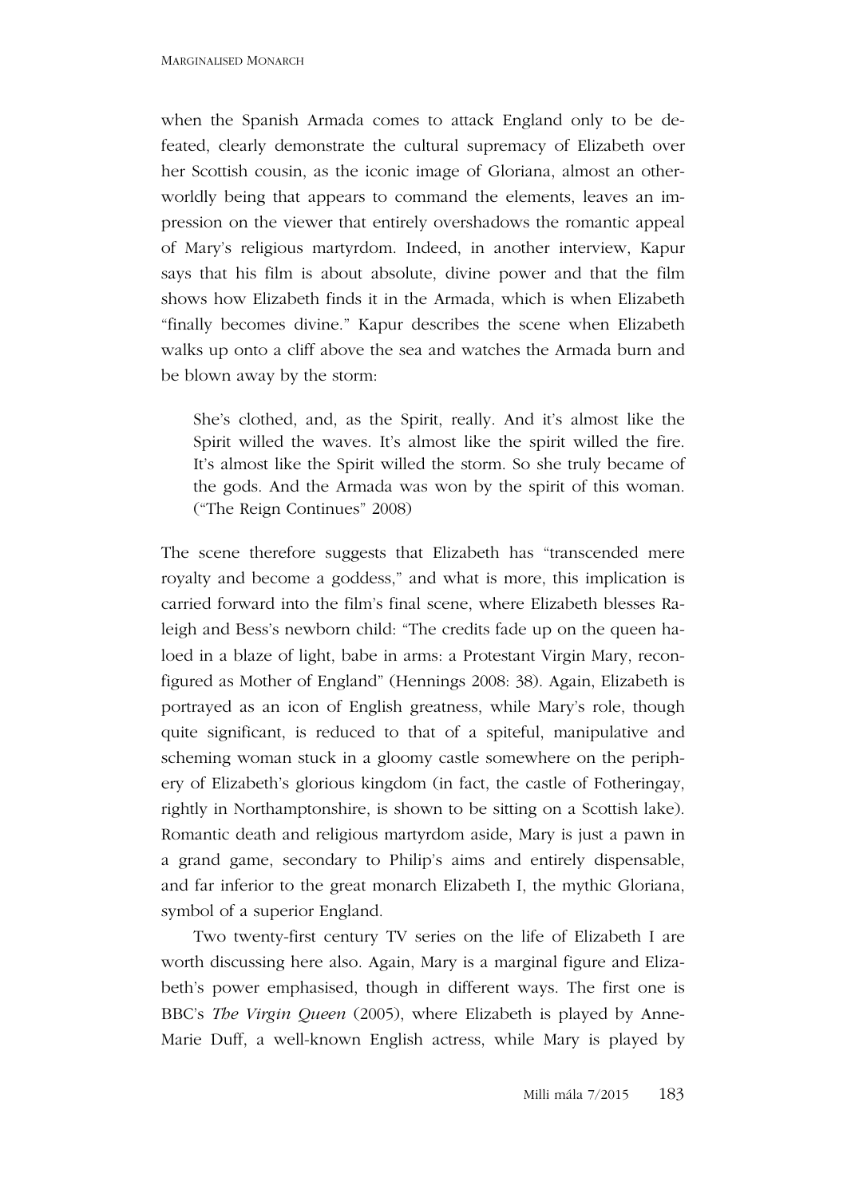when the Spanish Armada comes to attack England only to be defeated, clearly demonstrate the cultural supremacy of Elizabeth over her Scottish cousin, as the iconic image of Gloriana, almost an otherworldly being that appears to command the elements, leaves an impression on the viewer that entirely overshadows the romantic appeal of Mary's religious martyrdom. Indeed, in another interview, Kapur says that his film is about absolute, divine power and that the film shows how Elizabeth finds it in the Armada, which is when Elizabeth "finally becomes divine." Kapur describes the scene when Elizabeth walks up onto a cliff above the sea and watches the Armada burn and be blown away by the storm:

> She's clothed, and, as the Spirit, really. And it's almost like the Spirit willed the waves. It's almost like the spirit willed the fire. It's almost like the Spirit willed the storm. So she truly became of the gods. And the Armada was won by the spirit of this woman. ("The Reign Continues" 2008)

The scene therefore suggests that Elizabeth has "transcended mere royalty and become a goddess," and what is more, this implication is carried forward into the film's final scene, where Elizabeth blesses Raleigh and Bess's newborn child: "The credits fade up on the queen haloed in a blaze of light, babe in arms: a Protestant Virgin Mary, reconfigured as Mother of England" (Hennings 2008: 38). Again, Elizabeth is portrayed as an icon of English greatness, while Mary's role, though quite significant, is reduced to that of a spiteful, manipulative and scheming woman stuck in a gloomy castle somewhere on the periphery of Elizabeth's glorious kingdom (in fact, the castle of Fotheringay, rightly in Northamptonshire, is shown to be sitting on a Scottish lake). Romantic death and religious martyrdom aside, Mary is just a pawn in a grand game, secondary to Philip's aims and entirely dispensable, and far inferior to the great monarch Elizabeth I, the mythic Gloriana, symbol of a superior England.

Two twenty-first century TV series on the life of Elizabeth I are worth discussing here also. Again, Mary is a marginal figure and Elizabeth's power emphasised, though in different ways. The first one is BBC's *The Virgin Queen* (2005), where Elizabeth is played by Anne-Marie Duff, a well-known English actress, while Mary is played by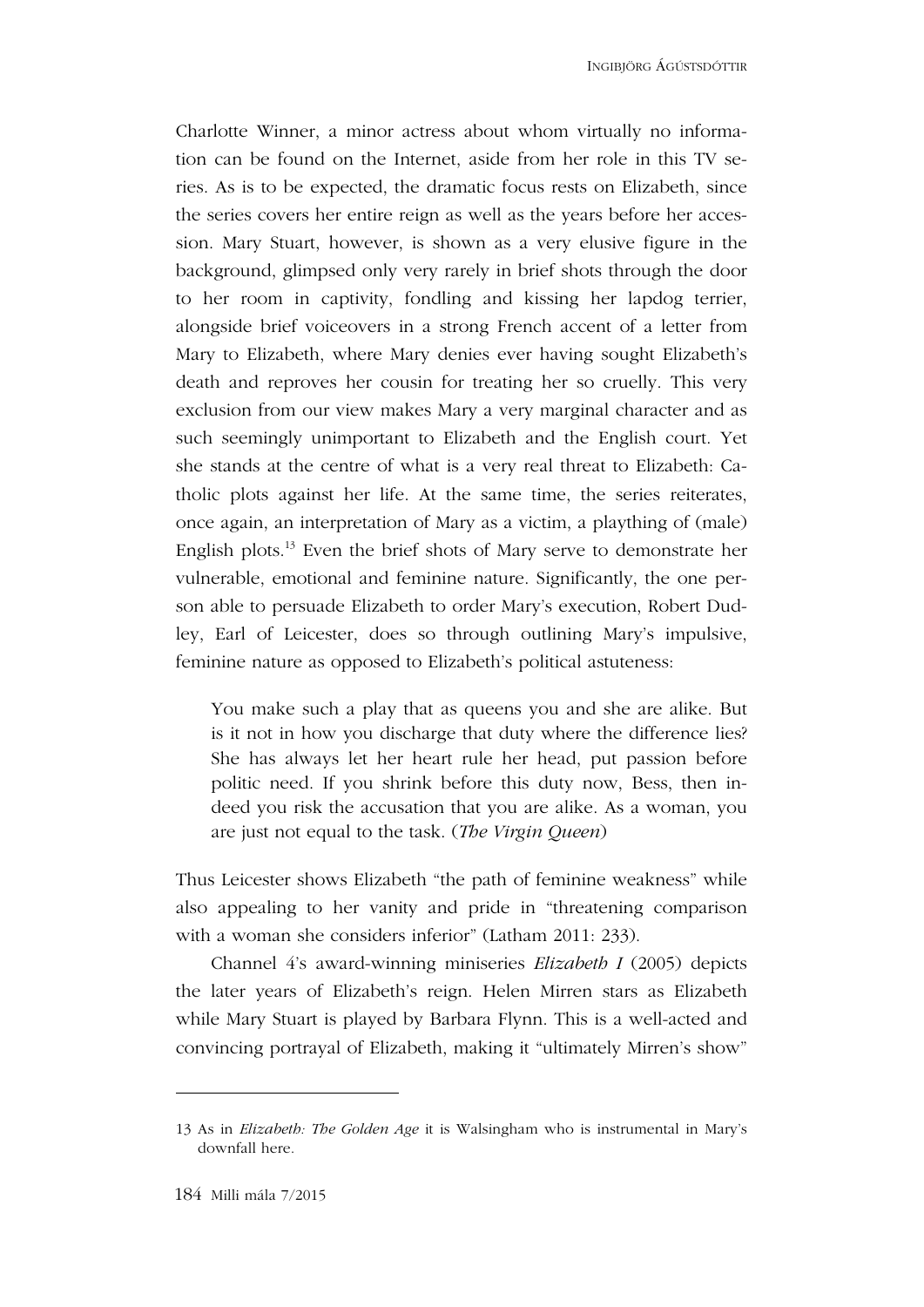Charlotte Winner, a minor actress about whom virtually no information can be found on the Internet, aside from her role in this TV series. As is to be expected, the dramatic focus rests on Elizabeth, since the series covers her entire reign as well as the years before her accession. Mary Stuart, however, is shown as a very elusive figure in the background, glimpsed only very rarely in brief shots through the door to her room in captivity, fondling and kissing her lapdog terrier, alongside brief voiceovers in a strong French accent of a letter from Mary to Elizabeth, where Mary denies ever having sought Elizabeth's death and reproves her cousin for treating her so cruelly. This very exclusion from our view makes Mary a very marginal character and as such seemingly unimportant to Elizabeth and the English court. Yet she stands at the centre of what is a very real threat to Elizabeth: Catholic plots against her life. At the same time, the series reiterates, once again, an interpretation of Mary as a victim, a plaything of (male) English plots.[13] Even the brief shots of Mary serve to demonstrate her vulnerable, emotional and feminine nature. Significantly, the one person able to persuade Elizabeth to order Mary's execution, Robert Dudley, Earl of Leicester, does so through outlining Mary's impulsive, feminine nature as opposed to Elizabeth's political astuteness:

> You make such a play that as queens you and she are alike. But is it not in how you discharge that duty where the difference lies? She has always let her heart rule her head, put passion before politic need. If you shrink before this duty now, Bess, then indeed you risk the accusation that you are alike. As a woman, you are just not equal to the task. (*The Virgin Queen*)

Thus Leicester shows Elizabeth "the path of feminine weakness" while also appealing to her vanity and pride in "threatening comparison with a woman she considers inferior" (Latham 2011: 233).

Channel 4's award-winning miniseries *Elizabeth I* (2005) depicts the later years of Elizabeth's reign. Helen Mirren stars as Elizabeth while Mary Stuart is played by Barbara Flynn. This is a well-acted and convincing portrayal of Elizabeth, making it "ultimately Mirren's show"

---

13 As in *Elizabeth: The Golden Age* it is Walsingham who is instrumental in Mary's downfall here.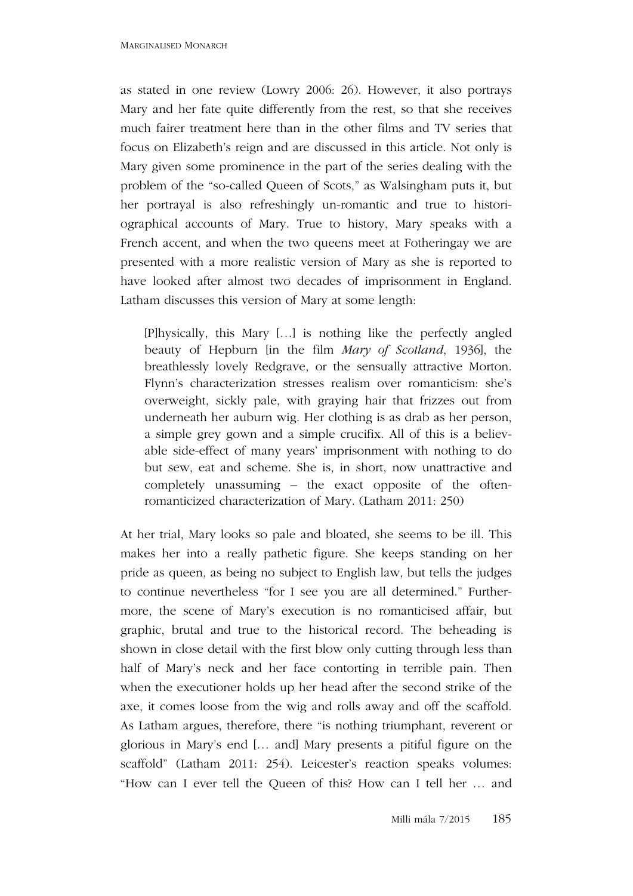as stated in one review (Lowry 2006: 26). However, it also portrays Mary and her fate quite differently from the rest, so that she receives much fairer treatment here than in the other films and TV series that focus on Elizabeth's reign and are discussed in this article. Not only is Mary given some prominence in the part of the series dealing with the problem of the "so-called Queen of Scots," as Walsingham puts it, but her portrayal is also refreshingly un-romantic and true to historiographical accounts of Mary. True to history, Mary speaks with a French accent, and when the two queens meet at Fotheringay we are presented with a more realistic version of Mary as she is reported to have looked after almost two decades of imprisonment in England. Latham discusses this version of Mary at some length:

> [P]hysically, this Mary […] is nothing like the perfectly angled beauty of Hepburn [in the film *Mary of Scotland*, 1936], the breathlessly lovely Redgrave, or the sensually attractive Morton. Flynn's characterization stresses realism over romanticism: she's overweight, sickly pale, with graying hair that frizzes out from underneath her auburn wig. Her clothing is as drab as her person, a simple grey gown and a simple crucifix. All of this is a believable side-effect of many years' imprisonment with nothing to do but sew, eat and scheme. She is, in short, now unattractive and completely unassuming – the exact opposite of the often-romanticized characterization of Mary. (Latham 2011: 250)

At her trial, Mary looks so pale and bloated, she seems to be ill. This makes her into a really pathetic figure. She keeps standing on her pride as queen, as being no subject to English law, but tells the judges to continue nevertheless "for I see you are all determined." Furthermore, the scene of Mary's execution is no romanticised affair, but graphic, brutal and true to the historical record. The beheading is shown in close detail with the first blow only cutting through less than half of Mary's neck and her face contorting in terrible pain. Then when the executioner holds up her head after the second strike of the axe, it comes loose from the wig and rolls away and off the scaffold. As Latham argues, therefore, there "is nothing triumphant, reverent or glorious in Mary's end [… and] Mary presents a pitiful figure on the scaffold" (Latham 2011: 254). Leicester's reaction speaks volumes: "How can I ever tell the Queen of this? How can I tell her … and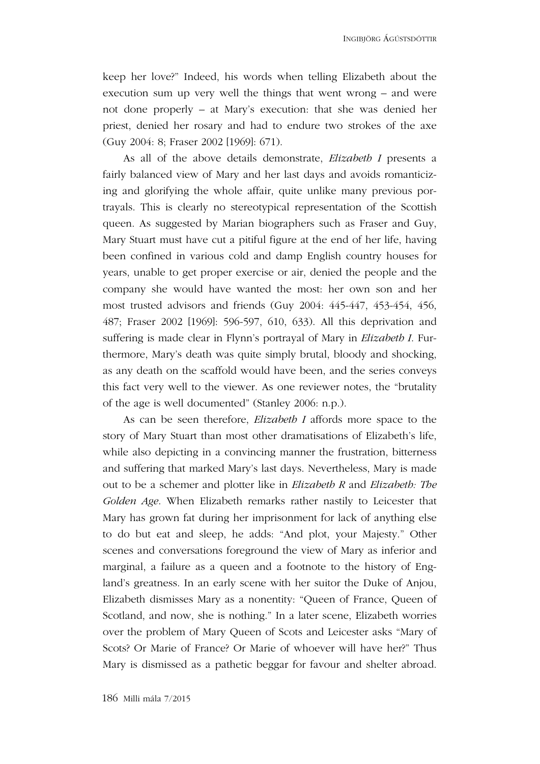keep her love?" Indeed, his words when telling Elizabeth about the execution sum up very well the things that went wrong – and were not done properly – at Mary's execution: that she was denied her priest, denied her rosary and had to endure two strokes of the axe (Guy 2004: 8; Fraser 2002 [1969]: 671).

As all of the above details demonstrate, *Elizabeth I* presents a fairly balanced view of Mary and her last days and avoids romanticizing and glorifying the whole affair, quite unlike many previous portrayals. This is clearly no stereotypical representation of the Scottish queen. As suggested by Marian biographers such as Fraser and Guy, Mary Stuart must have cut a pitiful figure at the end of her life, having been confined in various cold and damp English country houses for years, unable to get proper exercise or air, denied the people and the company she would have wanted the most: her own son and her most trusted advisors and friends (Guy 2004: 445-447, 453-454, 456, 487; Fraser 2002 [1969]: 596-597, 610, 633). All this deprivation and suffering is made clear in Flynn's portrayal of Mary in *Elizabeth I*. Furthermore, Mary's death was quite simply brutal, bloody and shocking, as any death on the scaffold would have been, and the series conveys this fact very well to the viewer. As one reviewer notes, the "brutality of the age is well documented" (Stanley 2006: n.p.).

As can be seen therefore, *Elizabeth I* affords more space to the story of Mary Stuart than most other dramatisations of Elizabeth's life, while also depicting in a convincing manner the frustration, bitterness and suffering that marked Mary's last days. Nevertheless, Mary is made out to be a schemer and plotter like in *Elizabeth R* and *Elizabeth: The Golden Age*. When Elizabeth remarks rather nastily to Leicester that Mary has grown fat during her imprisonment for lack of anything else to do but eat and sleep, he adds: "And plot, your Majesty." Other scenes and conversations foreground the view of Mary as inferior and marginal, a failure as a queen and a footnote to the history of England's greatness. In an early scene with her suitor the Duke of Anjou, Elizabeth dismisses Mary as a nonentity: "Queen of France, Queen of Scotland, and now, she is nothing." In a later scene, Elizabeth worries over the problem of Mary Queen of Scots and Leicester asks "Mary of Scots? Or Marie of France? Or Marie of whoever will have her?" Thus Mary is dismissed as a pathetic beggar for favour and shelter abroad.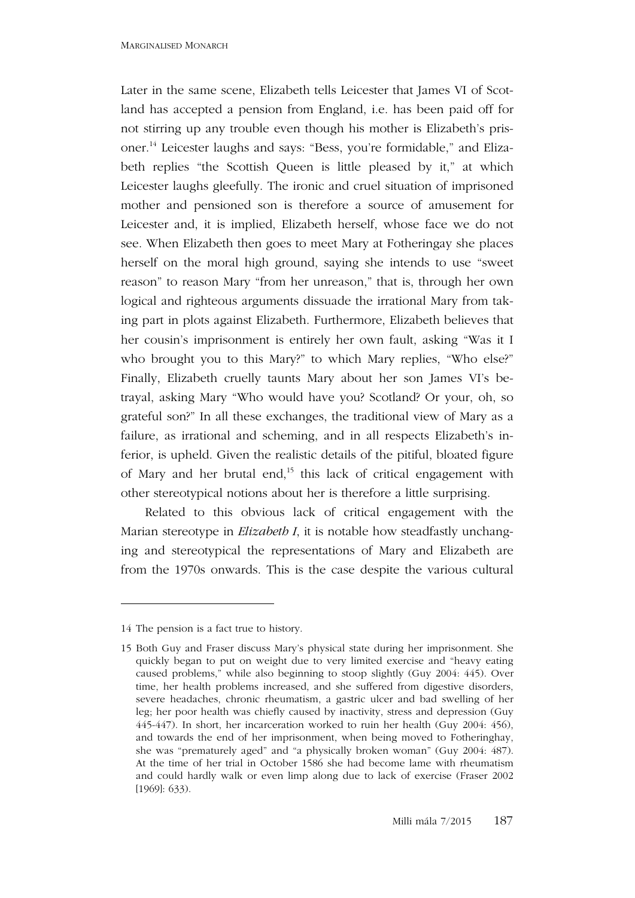Later in the same scene, Elizabeth tells Leicester that James VI of Scotland has accepted a pension from England, i.e. has been paid off for not stirring up any trouble even though his mother is Elizabeth's prisoner.[14] Leicester laughs and says: "Bess, you're formidable," and Elizabeth replies "the Scottish Queen is little pleased by it," at which Leicester laughs gleefully. The ironic and cruel situation of imprisoned mother and pensioned son is therefore a source of amusement for Leicester and, it is implied, Elizabeth herself, whose face we do not see. When Elizabeth then goes to meet Mary at Fotheringay she places herself on the moral high ground, saying she intends to use "sweet reason" to reason Mary "from her unreason," that is, through her own logical and righteous arguments dissuade the irrational Mary from taking part in plots against Elizabeth. Furthermore, Elizabeth believes that her cousin's imprisonment is entirely her own fault, asking "Was it I who brought you to this Mary?" to which Mary replies, "Who else?" Finally, Elizabeth cruelly taunts Mary about her son James VI's betrayal, asking Mary "Who would have you? Scotland? Or your, oh, so grateful son?" In all these exchanges, the traditional view of Mary as a failure, as irrational and scheming, and in all respects Elizabeth's inferior, is upheld. Given the realistic details of the pitiful, bloated figure of Mary and her brutal end,[15] this lack of critical engagement with other stereotypical notions about her is therefore a little surprising.

Related to this obvious lack of critical engagement with the Marian stereotype in *Elizabeth I*, it is notable how steadfastly unchanging and stereotypical the representations of Mary and Elizabeth are from the 1970s onwards. This is the case despite the various cultural

---

14 The pension is a fact true to history.

15 Both Guy and Fraser discuss Mary's physical state during her imprisonment. She quickly began to put on weight due to very limited exercise and "heavy eating caused problems," while also beginning to stoop slightly (Guy 2004: 445). Over time, her health problems increased, and she suffered from digestive disorders, severe headaches, chronic rheumatism, a gastric ulcer and bad swelling of her leg; her poor health was chiefly caused by inactivity, stress and depression (Guy 445-447). In short, her incarceration worked to ruin her health (Guy 2004: 456), and towards the end of her imprisonment, when being moved to Fotheringhay, she was "prematurely aged" and "a physically broken woman" (Guy 2004: 487). At the time of her trial in October 1586 she had become lame with rheumatism and could hardly walk or even limp along due to lack of exercise (Fraser 2002 [1969]: 633).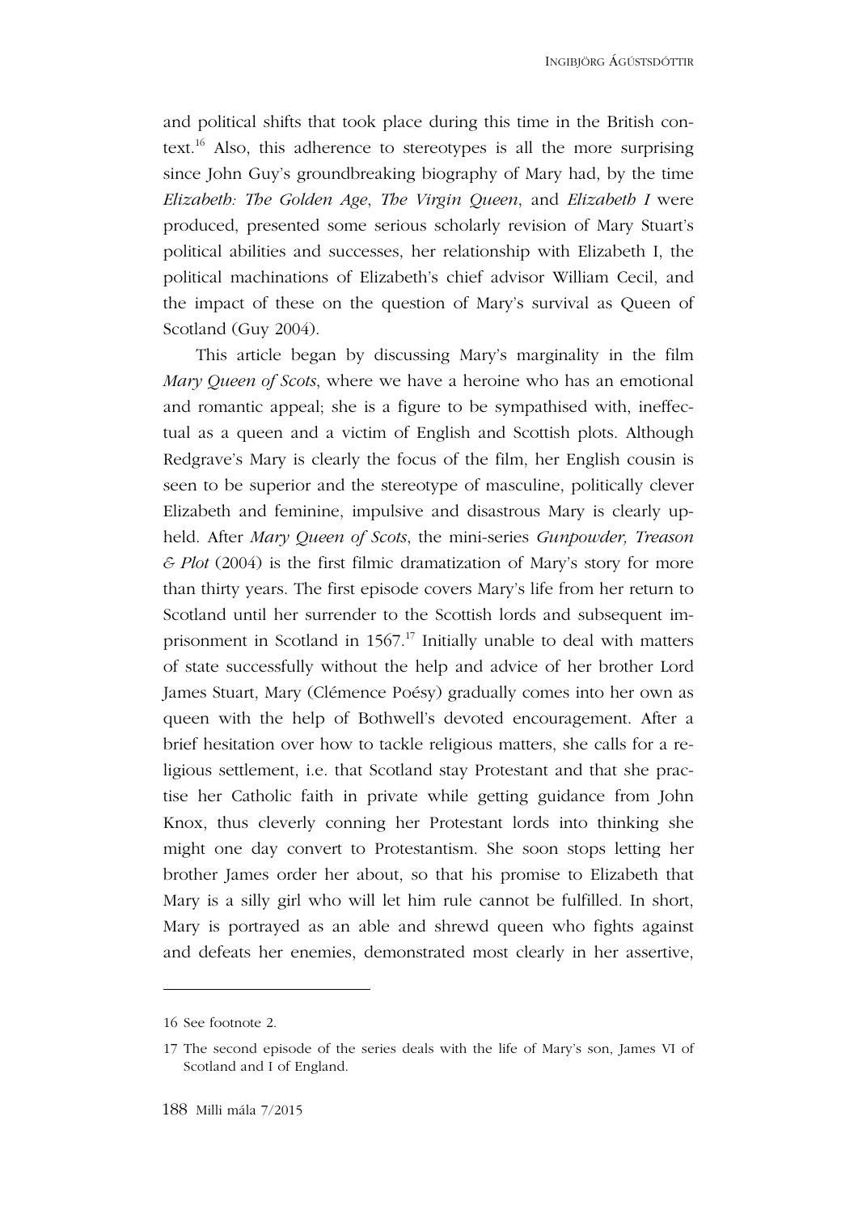and political shifts that took place during this time in the British context.[16] Also, this adherence to stereotypes is all the more surprising since John Guy's groundbreaking biography of Mary had, by the time *Elizabeth: The Golden Age*, *The Virgin Queen*, and *Elizabeth I* were produced, presented some serious scholarly revision of Mary Stuart's political abilities and successes, her relationship with Elizabeth I, the political machinations of Elizabeth's chief advisor William Cecil, and the impact of these on the question of Mary's survival as Queen of Scotland (Guy 2004).

This article began by discussing Mary's marginality in the film *Mary Queen of Scots*, where we have a heroine who has an emotional and romantic appeal; she is a figure to be sympathised with, ineffectual as a queen and a victim of English and Scottish plots. Although Redgrave's Mary is clearly the focus of the film, her English cousin is seen to be superior and the stereotype of masculine, politically clever Elizabeth and feminine, impulsive and disastrous Mary is clearly upheld. After *Mary Queen of Scots*, the mini-series *Gunpowder, Treason & Plot* (2004) is the first filmic dramatization of Mary's story for more than thirty years. The first episode covers Mary's life from her return to Scotland until her surrender to the Scottish lords and subsequent imprisonment in Scotland in 1567.[17] Initially unable to deal with matters of state successfully without the help and advice of her brother Lord James Stuart, Mary (Clémence Poésy) gradually comes into her own as queen with the help of Bothwell's devoted encouragement. After a brief hesitation over how to tackle religious matters, she calls for a religious settlement, i.e. that Scotland stay Protestant and that she practise her Catholic faith in private while getting guidance from John Knox, thus cleverly conning her Protestant lords into thinking she might one day convert to Protestantism. She soon stops letting her brother James order her about, so that his promise to Elizabeth that Mary is a silly girl who will let him rule cannot be fulfilled. In short, Mary is portrayed as an able and shrewd queen who fights against and defeats her enemies, demonstrated most clearly in her assertive,

---

16 See footnote 2.

17 The second episode of the series deals with the life of Mary's son, James VI of Scotland and I of England.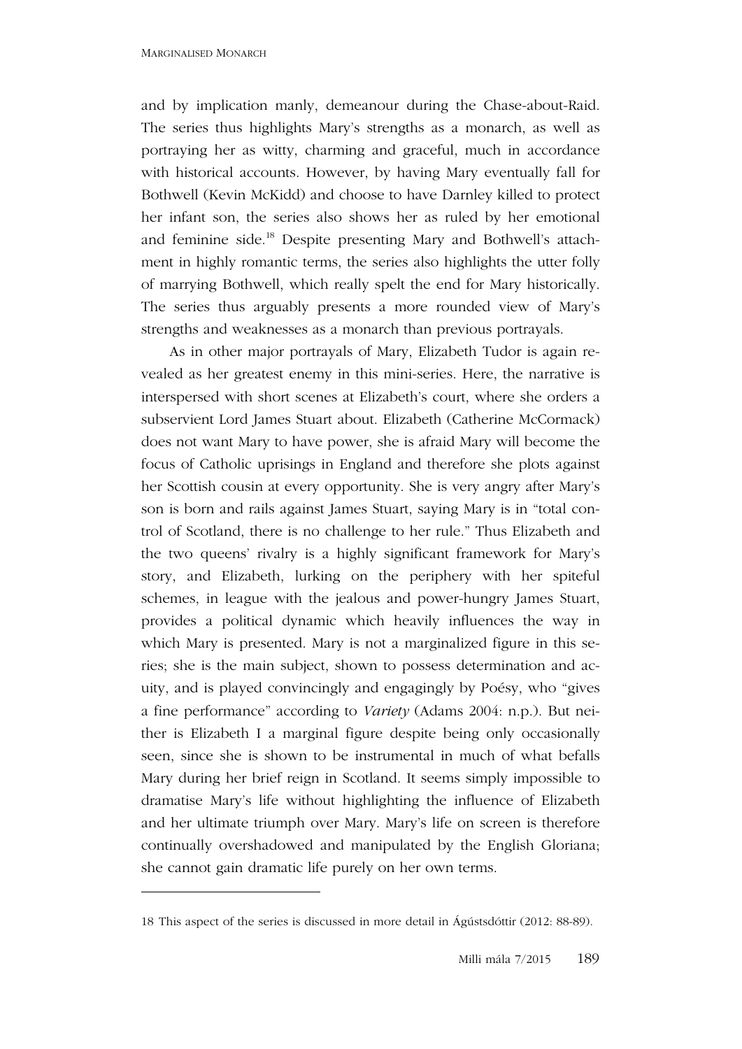and by implication manly, demeanour during the Chase-about-Raid. The series thus highlights Mary's strengths as a monarch, as well as portraying her as witty, charming and graceful, much in accordance with historical accounts. However, by having Mary eventually fall for Bothwell (Kevin McKidd) and choose to have Darnley killed to protect her infant son, the series also shows her as ruled by her emotional and feminine side.[18] Despite presenting Mary and Bothwell's attachment in highly romantic terms, the series also highlights the utter folly of marrying Bothwell, which really spelt the end for Mary historically. The series thus arguably presents a more rounded view of Mary's strengths and weaknesses as a monarch than previous portrayals.

As in other major portrayals of Mary, Elizabeth Tudor is again revealed as her greatest enemy in this mini-series. Here, the narrative is interspersed with short scenes at Elizabeth's court, where she orders a subservient Lord James Stuart about. Elizabeth (Catherine McCormack) does not want Mary to have power, she is afraid Mary will become the focus of Catholic uprisings in England and therefore she plots against her Scottish cousin at every opportunity. She is very angry after Mary's son is born and rails against James Stuart, saying Mary is in "total control of Scotland, there is no challenge to her rule." Thus Elizabeth and the two queens' rivalry is a highly significant framework for Mary's story, and Elizabeth, lurking on the periphery with her spiteful schemes, in league with the jealous and power-hungry James Stuart, provides a political dynamic which heavily influences the way in which Mary is presented. Mary is not a marginalized figure in this series; she is the main subject, shown to possess determination and acuity, and is played convincingly and engagingly by Poésy, who "gives a fine performance" according to *Variety* (Adams 2004: n.p.). But neither is Elizabeth I a marginal figure despite being only occasionally seen, since she is shown to be instrumental in much of what befalls Mary during her brief reign in Scotland. It seems simply impossible to dramatise Mary's life without highlighting the influence of Elizabeth and her ultimate triumph over Mary. Mary's life on screen is therefore continually overshadowed and manipulated by the English Gloriana; she cannot gain dramatic life purely on her own terms.

---

18 This aspect of the series is discussed in more detail in Ágústsdóttir (2012: 88-89).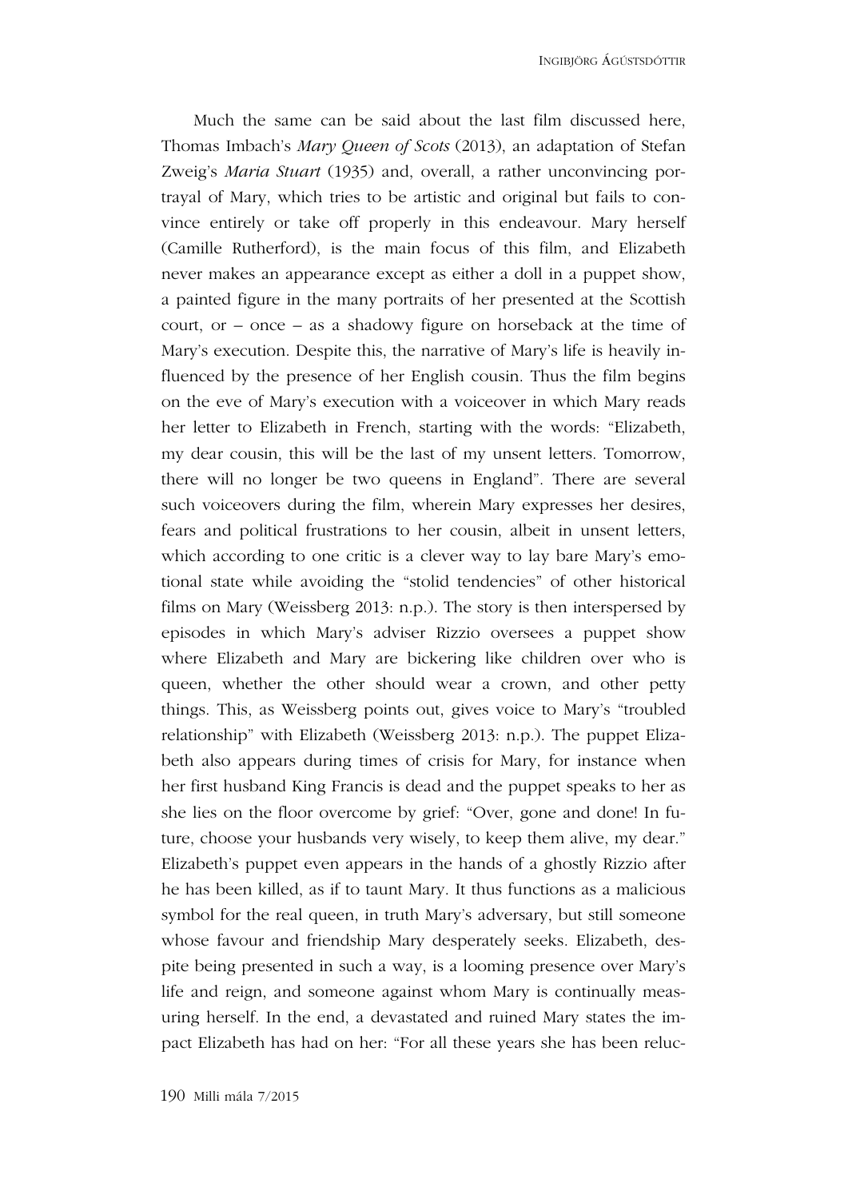Much the same can be said about the last film discussed here, Thomas Imbach's *Mary Queen of Scots* (2013), an adaptation of Stefan Zweig's *Maria Stuart* (1935) and, overall, a rather unconvincing portrayal of Mary, which tries to be artistic and original but fails to convince entirely or take off properly in this endeavour. Mary herself (Camille Rutherford), is the main focus of this film, and Elizabeth never makes an appearance except as either a doll in a puppet show, a painted figure in the many portraits of her presented at the Scottish court, or – once – as a shadowy figure on horseback at the time of Mary's execution. Despite this, the narrative of Mary's life is heavily influenced by the presence of her English cousin. Thus the film begins on the eve of Mary's execution with a voiceover in which Mary reads her letter to Elizabeth in French, starting with the words: "Elizabeth, my dear cousin, this will be the last of my unsent letters. Tomorrow, there will no longer be two queens in England". There are several such voiceovers during the film, wherein Mary expresses her desires, fears and political frustrations to her cousin, albeit in unsent letters, which according to one critic is a clever way to lay bare Mary's emotional state while avoiding the "stolid tendencies" of other historical films on Mary (Weissberg 2013: n.p.). The story is then interspersed by episodes in which Mary's adviser Rizzio oversees a puppet show where Elizabeth and Mary are bickering like children over who is queen, whether the other should wear a crown, and other petty things. This, as Weissberg points out, gives voice to Mary's "troubled relationship" with Elizabeth (Weissberg 2013: n.p.). The puppet Elizabeth also appears during times of crisis for Mary, for instance when her first husband King Francis is dead and the puppet speaks to her as she lies on the floor overcome by grief: "Over, gone and done! In future, choose your husbands very wisely, to keep them alive, my dear." Elizabeth's puppet even appears in the hands of a ghostly Rizzio after he has been killed, as if to taunt Mary. It thus functions as a malicious symbol for the real queen, in truth Mary's adversary, but still someone whose favour and friendship Mary desperately seeks. Elizabeth, despite being presented in such a way, is a looming presence over Mary's life and reign, and someone against whom Mary is continually measuring herself. In the end, a devastated and ruined Mary states the impact Elizabeth has had on her: "For all these years she has been reluc-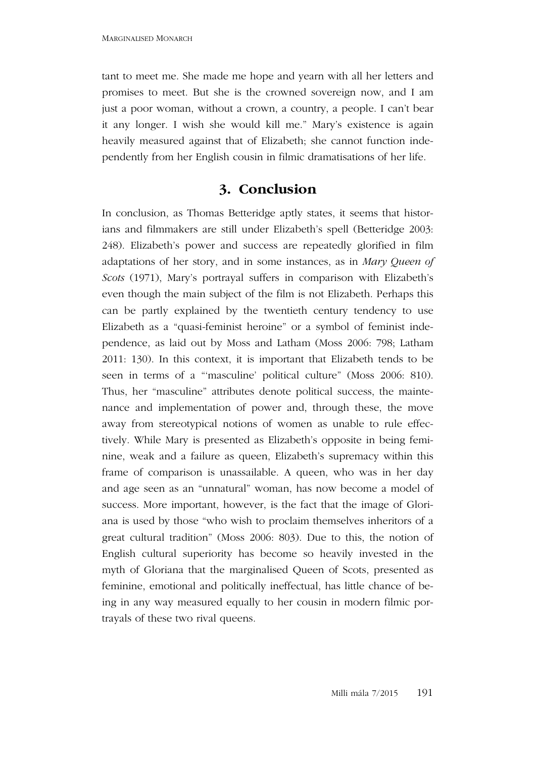tant to meet me. She made me hope and yearn with all her letters and promises to meet. But she is the crowned sovereign now, and I am just a poor woman, without a crown, a country, a people. I can't bear it any longer. I wish she would kill me." Mary's existence is again heavily measured against that of Elizabeth; she cannot function independently from her English cousin in filmic dramatisations of her life.

## 3. Conclusion

In conclusion, as Thomas Betteridge aptly states, it seems that historians and filmmakers are still under Elizabeth's spell (Betteridge 2003: 248). Elizabeth's power and success are repeatedly glorified in film adaptations of her story, and in some instances, as in *Mary Queen of Scots* (1971), Mary's portrayal suffers in comparison with Elizabeth's even though the main subject of the film is not Elizabeth. Perhaps this can be partly explained by the twentieth century tendency to use Elizabeth as a "quasi-feminist heroine" or a symbol of feminist independence, as laid out by Moss and Latham (Moss 2006: 798; Latham 2011: 130). In this context, it is important that Elizabeth tends to be seen in terms of a "'masculine' political culture" (Moss 2006: 810). Thus, her "masculine" attributes denote political success, the maintenance and implementation of power and, through these, the move away from stereotypical notions of women as unable to rule effectively. While Mary is presented as Elizabeth's opposite in being feminine, weak and a failure as queen, Elizabeth's supremacy within this frame of comparison is unassailable. A queen, who was in her day and age seen as an "unnatural" woman, has now become a model of success. More important, however, is the fact that the image of Gloriana is used by those "who wish to proclaim themselves inheritors of a great cultural tradition" (Moss 2006: 803). Due to this, the notion of English cultural superiority has become so heavily invested in the myth of Gloriana that the marginalised Queen of Scots, presented as feminine, emotional and politically ineffectual, has little chance of being in any way measured equally to her cousin in modern filmic portrayals of these two rival queens.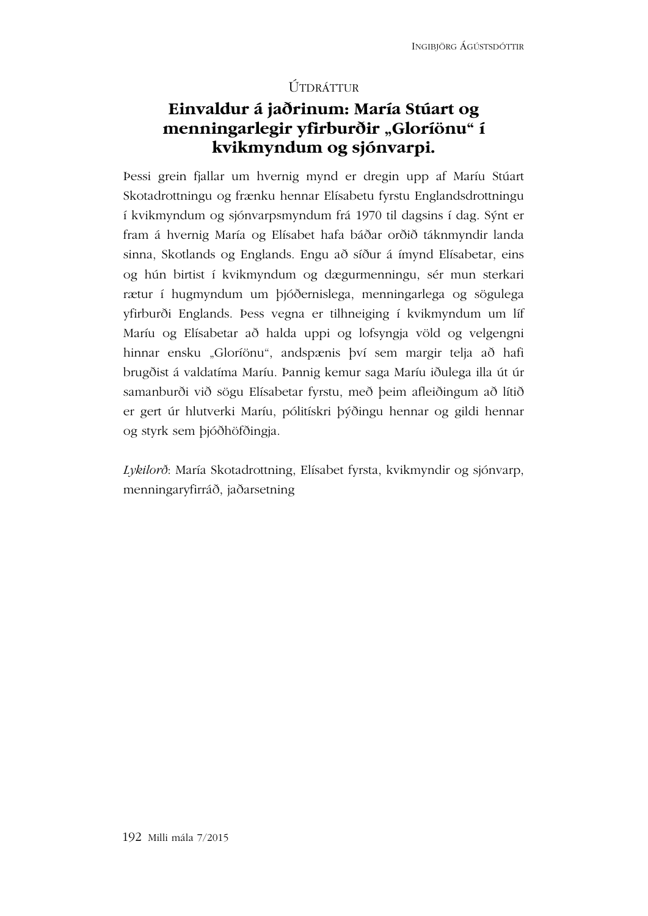## Útdráttur

# Einvaldur á jaðrinum: María Stúart og menningarlegir yfirburðir „Gloríönu“ í kvikmyndum og sjónvarpi.

Þessi grein fjallar um hvernig mynd er dregin upp af Maríu Stúart Skotadrottningu og frænku hennar Elísabetu fyrstu Englandsdrottningu í kvikmyndum og sjónvarpsmyndum frá 1970 til dagsins í dag. Sýnt er fram á hvernig María og Elísabet hafa báðar orðið táknmyndir landa sinna, Skotlands og Englands. Engu að síður á ímynd Elísabetar, eins og hún birtist í kvikmyndum og dægurmenningu, sér mun sterkari rætur í hugmyndum um þjóðernislega, menningarlega og sögulega yfirburði Englands. Þess vegna er tilhneiging í kvikmyndum um líf Maríu og Elísabetar að halda uppi og lofsyngja völd og velgengni hinnar ensku „Gloríönu“, andspænis því sem margir telja að hafi brugðist á valdatíma Maríu. Þannig kemur saga Maríu iðulega illa út úr samanburði við sögu Elísabetar fyrstu, með þeim afleiðingum að lítið er gert úr hlutverki Maríu, pólitískri þýðingu hennar og gildi hennar og styrk sem þjóðhöfðingja.

*Lykilorð*: María Skotadrottning, Elísabet fyrsta, kvikmyndir og sjónvarp, menningaryfirráð, jaðarsetning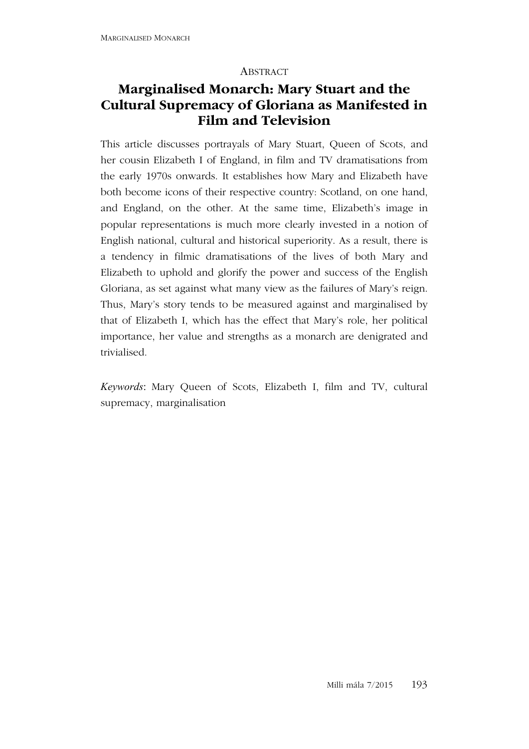## Abstract

# Marginalised Monarch: Mary Stuart and the Cultural Supremacy of Gloriana as Manifested in Film and Television

This article discusses portrayals of Mary Stuart, Queen of Scots, and her cousin Elizabeth I of England, in film and TV dramatisations from the early 1970s onwards. It establishes how Mary and Elizabeth have both become icons of their respective country: Scotland, on one hand, and England, on the other. At the same time, Elizabeth's image in popular representations is much more clearly invested in a notion of English national, cultural and historical superiority. As a result, there is a tendency in filmic dramatisations of the lives of both Mary and Elizabeth to uphold and glorify the power and success of the English Gloriana, as set against what many view as the failures of Mary's reign. Thus, Mary's story tends to be measured against and marginalised by that of Elizabeth I, which has the effect that Mary's role, her political importance, her value and strengths as a monarch are denigrated and trivialised.

*Keywords*: Mary Queen of Scots, Elizabeth I, film and TV, cultural supremacy, marginalisation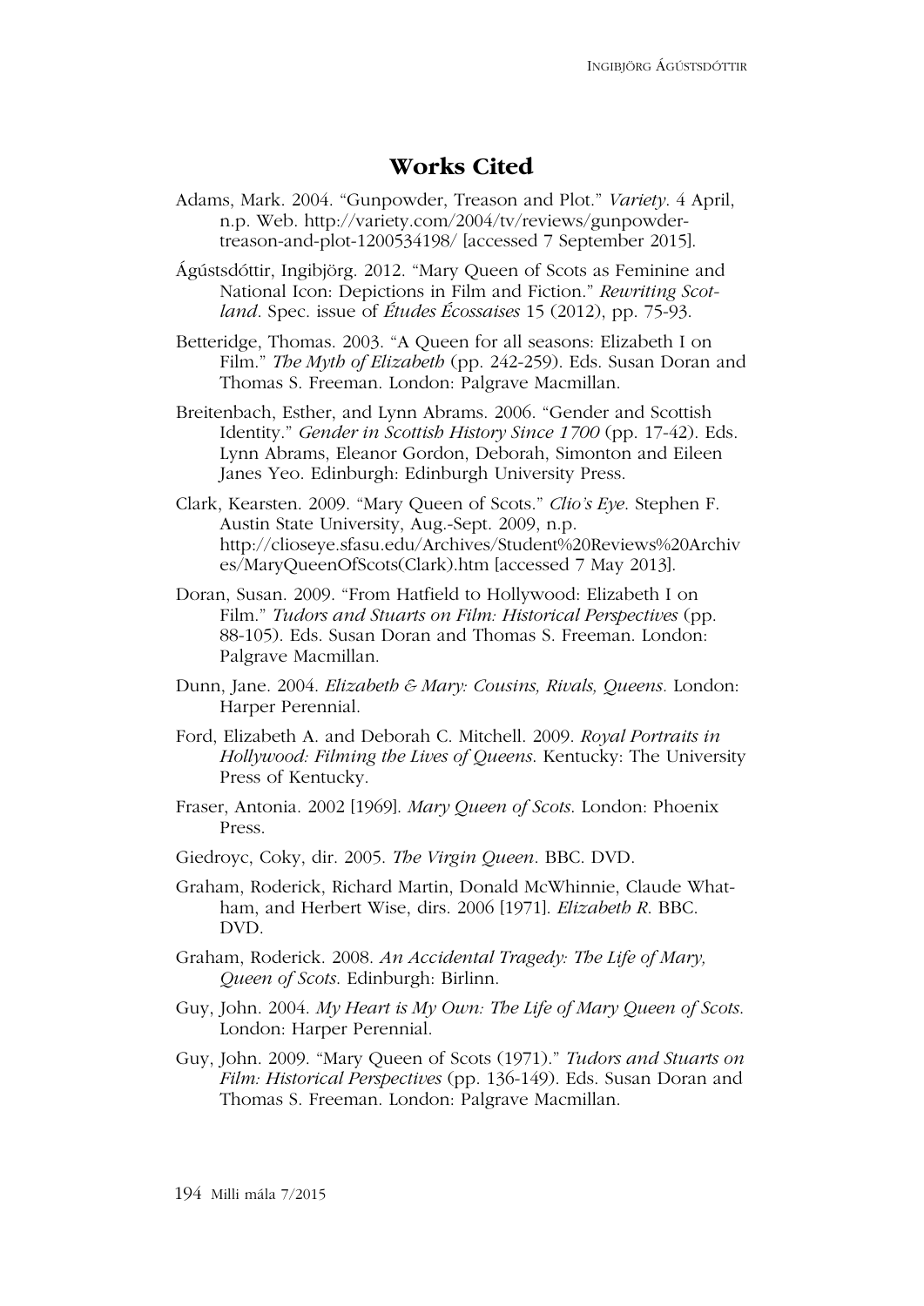## Works Cited

Adams, Mark. 2004. "Gunpowder, Treason and Plot." *Variety*. 4 April, n.p. Web. http://variety.com/2004/tv/reviews/gunpowder-treason-and-plot-1200534198/ [accessed 7 September 2015].

Ágústsdóttir, Ingibjörg. 2012. "Mary Queen of Scots as Feminine and National Icon: Depictions in Film and Fiction." *Rewriting Scotland*. Spec. issue of *Études Écossaises* 15 (2012), pp. 75-93.

Betteridge, Thomas. 2003. "A Queen for all seasons: Elizabeth I on Film." *The Myth of Elizabeth* (pp. 242-259). Eds. Susan Doran and Thomas S. Freeman. London: Palgrave Macmillan.

Breitenbach, Esther, and Lynn Abrams. 2006. "Gender and Scottish Identity." *Gender in Scottish History Since 1700* (pp. 17-42). Eds. Lynn Abrams, Eleanor Gordon, Deborah, Simonton and Eileen Janes Yeo. Edinburgh: Edinburgh University Press.

Clark, Kearsten. 2009. "Mary Queen of Scots." *Clio's Eye*. Stephen F. Austin State University, Aug.-Sept. 2009, n.p. http://clioseye.sfasu.edu/Archives/Student%20Reviews%20Archives/MaryQueenOfScots(Clark).htm [accessed 7 May 2013].

Doran, Susan. 2009. "From Hatfield to Hollywood: Elizabeth I on Film." *Tudors and Stuarts on Film: Historical Perspectives* (pp. 88-105). Eds. Susan Doran and Thomas S. Freeman. London: Palgrave Macmillan.

Dunn, Jane. 2004. *Elizabeth & Mary: Cousins, Rivals, Queens*. London: Harper Perennial.

Ford, Elizabeth A. and Deborah C. Mitchell. 2009. *Royal Portraits in Hollywood: Filming the Lives of Queens*. Kentucky: The University Press of Kentucky.

Fraser, Antonia. 2002 [1969]. *Mary Queen of Scots*. London: Phoenix Press.

Giedroyc, Coky, dir. 2005. *The Virgin Queen*. BBC. DVD.

Graham, Roderick, Richard Martin, Donald McWhinnie, Claude Whatham, and Herbert Wise, dirs. 2006 [1971]. *Elizabeth R*. BBC. DVD.

Graham, Roderick. 2008. *An Accidental Tragedy: The Life of Mary, Queen of Scots*. Edinburgh: Birlinn.

Guy, John. 2004. *My Heart is My Own: The Life of Mary Queen of Scots*. London: Harper Perennial.

Guy, John. 2009. "Mary Queen of Scots (1971)." *Tudors and Stuarts on Film: Historical Perspectives* (pp. 136-149). Eds. Susan Doran and Thomas S. Freeman. London: Palgrave Macmillan.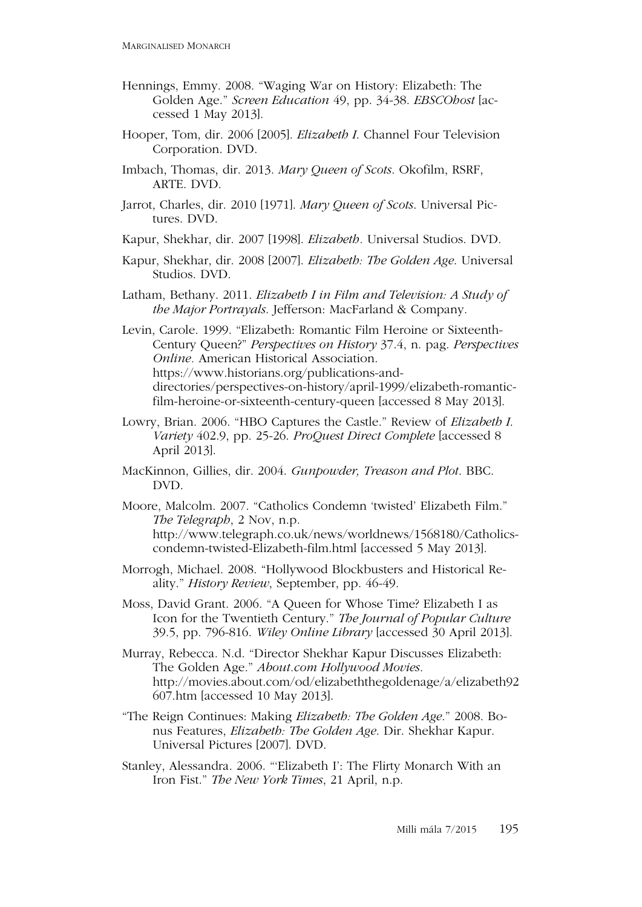Hennings, Emmy. 2008. "Waging War on History: Elizabeth: The Golden Age." *Screen Education* 49, pp. 34-38. *EBSCOhost* [accessed 1 May 2013].

Hooper, Tom, dir. 2006 [2005]. *Elizabeth I*. Channel Four Television Corporation. DVD.

Imbach, Thomas, dir. 2013. *Mary Queen of Scots*. Okofilm, RSRF, ARTE. DVD.

Jarrot, Charles, dir. 2010 [1971]. *Mary Queen of Scots*. Universal Pictures. DVD.

Kapur, Shekhar, dir. 2007 [1998]. *Elizabeth*. Universal Studios. DVD.

Kapur, Shekhar, dir. 2008 [2007]. *Elizabeth: The Golden Age*. Universal Studios. DVD.

Latham, Bethany. 2011. *Elizabeth I in Film and Television: A Study of the Major Portrayals*. Jefferson: MacFarland & Company.

Levin, Carole. 1999. "Elizabeth: Romantic Film Heroine or Sixteenth-Century Queen?" *Perspectives on History* 37.4, n. pag. *Perspectives Online*. American Historical Association. https://www.historians.org/publications-and-directories/perspectives-on-history/april-1999/elizabeth-romantic-film-heroine-or-sixteenth-century-queen [accessed 8 May 2013].

Lowry, Brian. 2006. "HBO Captures the Castle." Review of *Elizabeth I*. *Variety* 402.9, pp. 25-26. *ProQuest Direct Complete* [accessed 8 April 2013].

MacKinnon, Gillies, dir. 2004. *Gunpowder, Treason and Plot*. BBC. DVD.

Moore, Malcolm. 2007. "Catholics Condemn 'twisted' Elizabeth Film." *The Telegraph*, 2 Nov, n.p. http://www.telegraph.co.uk/news/worldnews/1568180/Catholics-condemn-twisted-Elizabeth-film.html [accessed 5 May 2013].

Morrogh, Michael. 2008. "Hollywood Blockbusters and Historical Reality." *History Review*, September, pp. 46-49.

Moss, David Grant. 2006. "A Queen for Whose Time? Elizabeth I as Icon for the Twentieth Century." *The Journal of Popular Culture* 39.5, pp. 796-816. *Wiley Online Library* [accessed 30 April 2013].

Murray, Rebecca. N.d. "Director Shekhar Kapur Discusses Elizabeth: The Golden Age." *About.com Hollywood Movies*. http://movies.about.com/od/elizabeththegoldenage/a/elizabeth92607.htm [accessed 10 May 2013].

"The Reign Continues: Making *Elizabeth: The Golden Age*." 2008. Bonus Features, *Elizabeth: The Golden Age*. Dir. Shekhar Kapur. Universal Pictures [2007]. DVD.

Stanley, Alessandra. 2006. "'Elizabeth I': The Flirty Monarch With an Iron Fist." *The New York Times*, 21 April, n.p.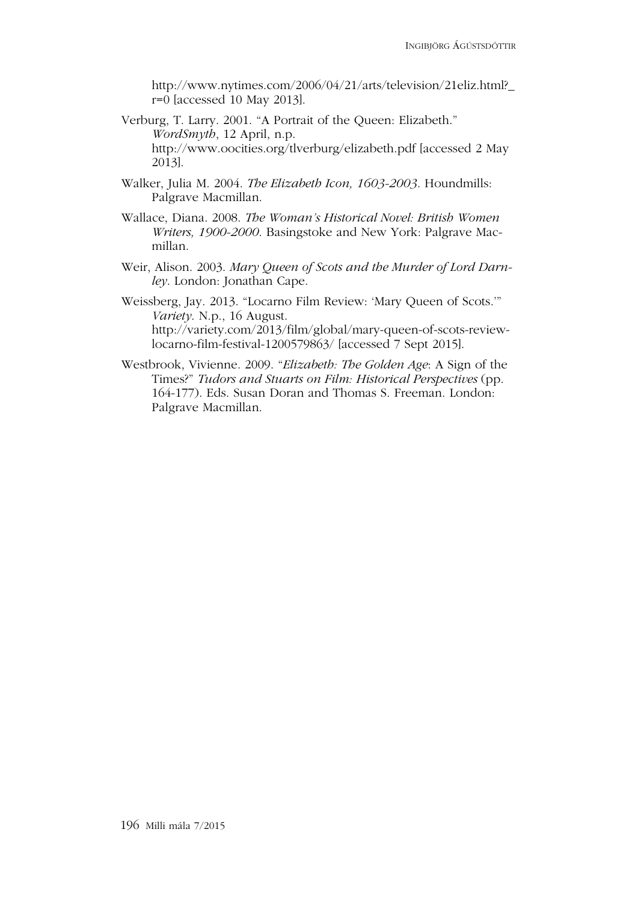http://www.nytimes.com/2006/04/21/arts/television/21eliz.html?_r=0 [accessed 10 May 2013].

Verburg, T. Larry. 2001. "A Portrait of the Queen: Elizabeth." *WordSmyth*, 12 April, n.p. http://www.oocities.org/tlverburg/elizabeth.pdf [accessed 2 May 2013].

Walker, Julia M. 2004. *The Elizabeth Icon, 1603-2003*. Houndmills: Palgrave Macmillan.

Wallace, Diana. 2008. *The Woman's Historical Novel: British Women Writers, 1900-2000*. Basingstoke and New York: Palgrave Macmillan.

Weir, Alison. 2003. *Mary Queen of Scots and the Murder of Lord Darnley*. London: Jonathan Cape.

Weissberg, Jay. 2013. "Locarno Film Review: 'Mary Queen of Scots.'" *Variety*. N.p., 16 August. http://variety.com/2013/film/global/mary-queen-of-scots-review-locarno-film-festival-1200579863/ [accessed 7 Sept 2015].

Westbrook, Vivienne. 2009. "*Elizabeth: The Golden Age*: A Sign of the Times?" *Tudors and Stuarts on Film: Historical Perspectives* (pp. 164-177). Eds. Susan Doran and Thomas S. Freeman. London: Palgrave Macmillan.